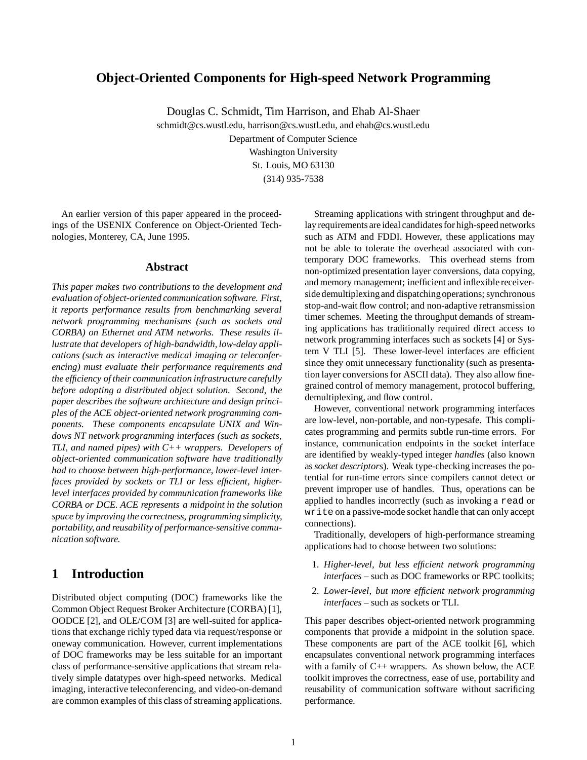# Object-Oriented Components for High-speed Network Programming

Douglas C. Schmidt, Tim Harrison, and Ehab Al-Shaer

schmidt@cs.wustl.edu, harrison@cs.wustl.edu, and ehab@cs.wustl.edu

Department of Computer Science

Washington University

St. Louis, MO 63130

(314) 935-7538

An earlier version of this paper appeared in the proceedings of the USENIX Conference on Object-Oriented Technologies, Monterey, CA, June 1995.

### Abstract

*This paper makes two contributions to the development and evaluation of object-oriented communication software. First, it reports performance results from benchmarking several network programming mechanisms (such as sockets and CORBA) on Ethernet and ATM networks. These results illustrate that developers of high-bandwidth, low-delay applications (such as interactive medical imaging or teleconferencing) must evaluate their performance requirements and the efficiency of their communication infrastructure carefully before adopting a distributed object solution. Second, the paper describes the software architecture and design principles of the ACE object-oriented network programming components. These components encapsulate UNIX and Windows NT network programming interfaces (such as sockets, TLI, and named pipes) with C++ wrappers. Developers of object-oriented communication software have traditionally had to choose between high-performance, lower-level interfaces provided by sockets or TLI or less efficient, higher-level interfaces provided by communication frameworks like CORBA or DCE. ACE represents a midpoint in the solution space by improving the correctness, programming simplicity, portability, and reusability of performance-sensitive communication software.*

## 1 Introduction

Distributed object computing (DOC) frameworks like the Common Object Request Broker Architecture (CORBA) [1], OODCE [2], and OLE/COM [3] are well-suited for applications that exchange richly typed data via request/response or oneway communication. However, current implementations of DOC frameworks may be less suitable for an important class of performance-sensitive applications that stream relatively simple datatypes over high-speed networks. Medical imaging, interactive teleconferencing, and video-on-demand are common examples of this class of streaming applications.

Streaming applications with stringent throughput and delay requirements are ideal candidates for high-speed networks such as ATM and FDDI. However, these applications may not be able to tolerate the overhead associated with contemporary DOC frameworks. This overhead stems from non-optimized presentation layer conversions, data copying, and memory management; inefficient and inflexible receiver-side demultiplexing and dispatching operations; synchronous stop-and-wait flow control; and non-adaptive retransmission timer schemes. Meeting the throughput demands of streaming applications has traditionally required direct access to network programming interfaces such as sockets [4] or System V TLI [5]. These lower-level interfaces are efficient since they omit unnecessary functionality (such as presentation layer conversions for ASCII data). They also allow fine-grained control of memory management, protocol buffering, demultiplexing, and flow control.

However, conventional network programming interfaces are low-level, non-portable, and non-typesafe. This complicates programming and permits subtle run-time errors. For instance, communication endpoints in the socket interface are identified by weakly-typed integer *handles* (also known as *socket descriptors*). Weak type-checking increases the potential for run-time errors since compilers cannot detect or prevent improper use of handles. Thus, operations can be applied to handles incorrectly (such as invoking a `read` or `write` on a passive-mode socket handle that can only accept connections).

Traditionally, developers of high-performance streaming applications had to choose between two solutions:

1. *Higher-level, but less efficient network programming interfaces* – such as DOC frameworks or RPC toolkits;
2. *Lower-level, but more efficient network programming interfaces* – such as sockets or TLI.

This paper describes object-oriented network programming components that provide a midpoint in the solution space. These components are part of the ACE toolkit [6], which encapsulates conventional network programming interfaces with a family of C++ wrappers. As shown below, the ACE toolkit improves the correctness, ease of use, portability and reusability of communication software without sacrificing performance.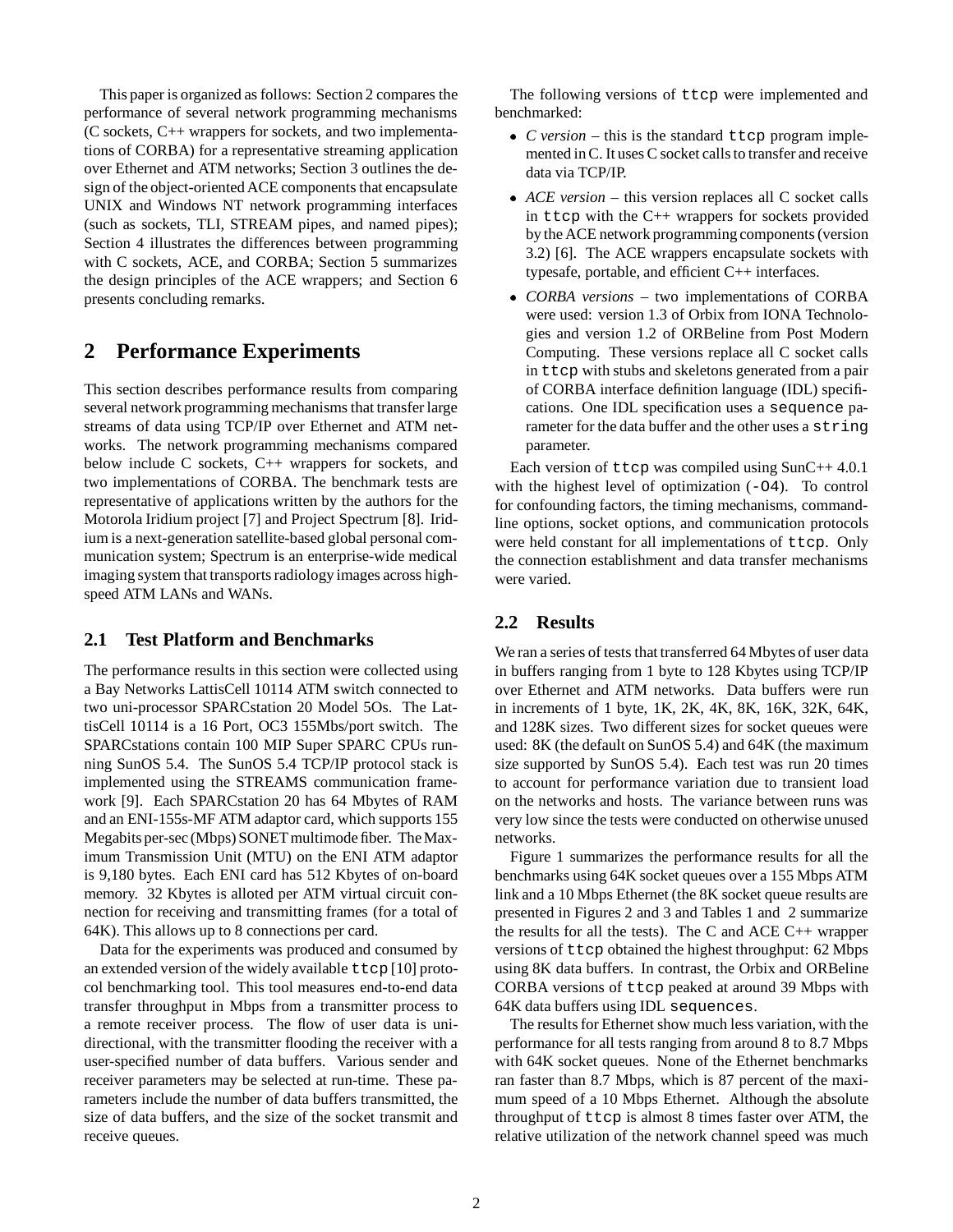This paper is organized as follows: Section 2 compares the performance of several network programming mechanisms (C sockets, C++ wrappers for sockets, and two implementations of CORBA) for a representative streaming application over Ethernet and ATM networks; Section 3 outlines the design of the object-oriented ACE components that encapsulate UNIX and Windows NT network programming interfaces (such as sockets, TLI, STREAM pipes, and named pipes); Section 4 illustrates the differences between programming with C sockets, ACE, and CORBA; Section 5 summarizes the design principles of the ACE wrappers; and Section 6 presents concluding remarks.

# 2 Performance Experiments

This section describes performance results from comparing several network programming mechanisms that transfer large streams of data using TCP/IP over Ethernet and ATM networks. The network programming mechanisms compared below include C sockets, C++ wrappers for sockets, and two implementations of CORBA. The benchmark tests are representative of applications written by the authors for the Motorola Iridium project [7] and Project Spectrum [8]. Iridium is a next-generation satellite-based global personal communication system; Spectrum is an enterprise-wide medical imaging system that transports radiology images across high-speed ATM LANs and WANs.

## 2.1 Test Platform and Benchmarks

The performance results in this section were collected using a Bay Networks LattisCell 10114 ATM switch connected to two uni-processor SPARCstation 20 Model 5Os. The LattisCell 10114 is a 16 Port, OC3 155Mbs/port switch. The SPARCstations contain 100 MIP Super SPARC CPUs running SunOS 5.4. The SunOS 5.4 TCP/IP protocol stack is implemented using the STREAMS communication framework [9]. Each SPARCstation 20 has 64 Mbytes of RAM and an ENI-155s-MF ATM adaptor card, which supports 155 Megabits per-sec (Mbps) SONET multimode fiber. The Maximum Transmission Unit (MTU) on the ENI ATM adaptor is 9,180 bytes. Each ENI card has 512 Kbytes of on-board memory. 32 Kbytes is alloted per ATM virtual circuit connection for receiving and transmitting frames (for a total of 64K). This allows up to 8 connections per card.

Data for the experiments was produced and consumed by an extended version of the widely available `ttcp` [10] protocol benchmarking tool. This tool measures end-to-end data transfer throughput in Mbps from a transmitter process to a remote receiver process. The flow of user data is unidirectional, with the transmitter flooding the receiver with a user-specified number of data buffers. Various sender and receiver parameters may be selected at run-time. These parameters include the number of data buffers transmitted, the size of data buffers, and the size of the socket transmit and receive queues.

The following versions of `ttcp` were implemented and benchmarked:

- *C version* – this is the standard `ttcp` program implemented in C. It uses C socket calls to transfer and receive data via TCP/IP.
- *ACE version* – this version replaces all C socket calls in `ttcp` with the C++ wrappers for sockets provided by the ACE network programming components (version 3.2) [6]. The ACE wrappers encapsulate sockets with typesafe, portable, and efficient C++ interfaces.
- *CORBA versions* – two implementations of CORBA were used: version 1.3 of Orbix from IONA Technologies and version 1.2 of ORBeline from Post Modern Computing. These versions replace all C socket calls in `ttcp` with stubs and skeletons generated from a pair of CORBA interface definition language (IDL) specifications. One IDL specification uses a `sequence` parameter for the data buffer and the other uses a `string` parameter.

Each version of `ttcp` was compiled using SunC++ 4.0.1 with the highest level of optimization (`-O4`). To control for confounding factors, the timing mechanisms, command-line options, socket options, and communication protocols were held constant for all implementations of `ttcp`. Only the connection establishment and data transfer mechanisms were varied.

## 2.2 Results

We ran a series of tests that transferred 64 Mbytes of user data in buffers ranging from 1 byte to 128 Kbytes using TCP/IP over Ethernet and ATM networks. Data buffers were run in increments of 1 byte, 1K, 2K, 4K, 8K, 16K, 32K, 64K, and 128K sizes. Two different sizes for socket queues were used: 8K (the default on SunOS 5.4) and 64K (the maximum size supported by SunOS 5.4). Each test was run 20 times to account for performance variation due to transient load on the networks and hosts. The variance between runs was very low since the tests were conducted on otherwise unused networks.

Figure 1 summarizes the performance results for all the benchmarks using 64K socket queues over a 155 Mbps ATM link and a 10 Mbps Ethernet (the 8K socket queue results are presented in Figures 2 and 3 and Tables 1 and 2 summarize the results for all the tests). The C and ACE C++ wrapper versions of `ttcp` obtained the highest throughput: 62 Mbps using 8K data buffers. In contrast, the Orbix and ORBeline CORBA versions of `ttcp` peaked at around 39 Mbps with 64K data buffers using IDL `sequences`.

The results for Ethernet show much less variation, with the performance for all tests ranging from around 8 to 8.7 Mbps with 64K socket queues. None of the Ethernet benchmarks ran faster than 8.7 Mbps, which is 87 percent of the maximum speed of a 10 Mbps Ethernet. Although the absolute throughput of `ttcp` is almost 8 times faster over ATM, the relative utilization of the network channel speed was much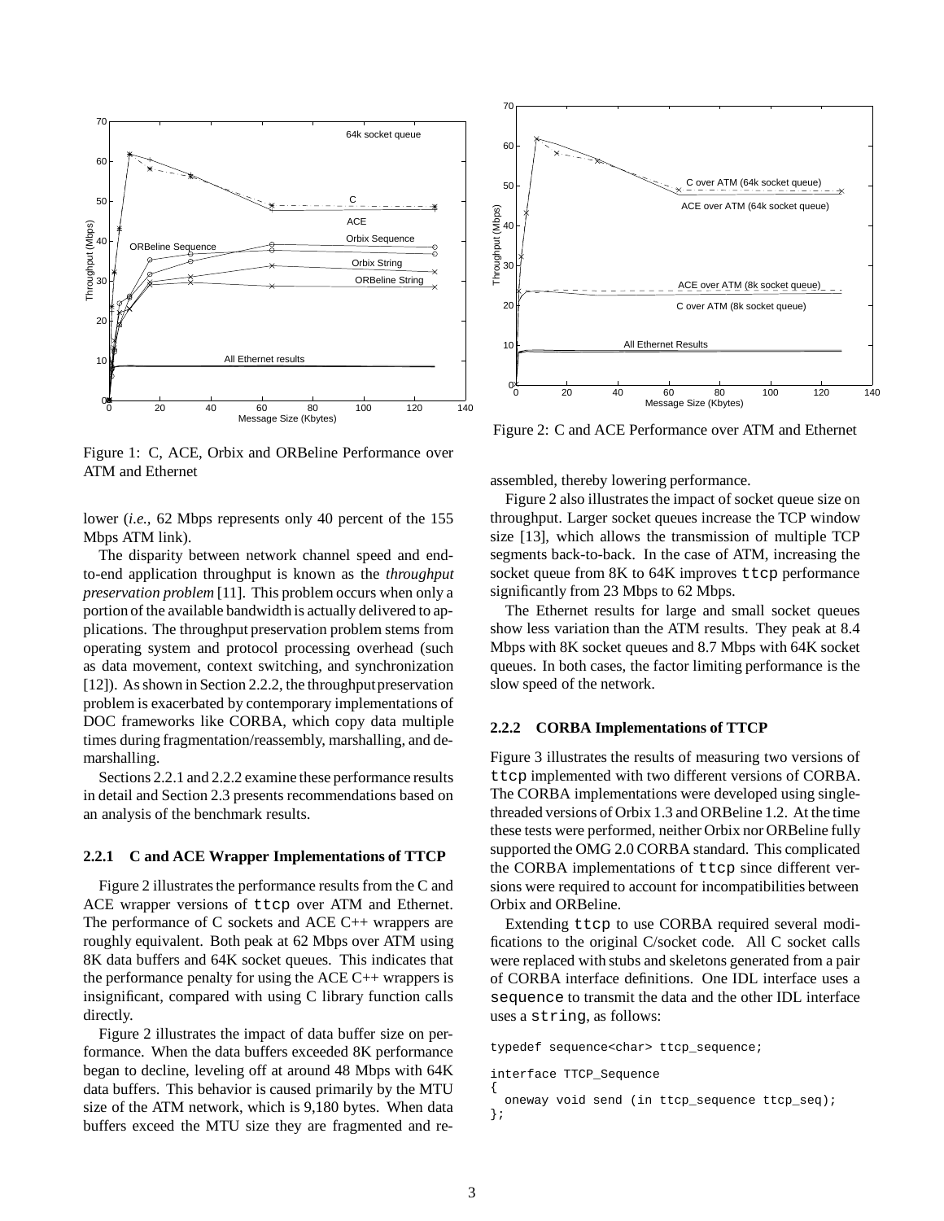Figure 1: C, ACE, Orbix and ORBeline Performance over ATM and Ethernet

Figure 2: C and ACE Performance over ATM and Ethernet

lower (*i.e.,* 62 Mbps represents only 40 percent of the 155 Mbps ATM link).

The disparity between network channel speed and end-to-end application throughput is known as the *throughput preservation problem* [11]. This problem occurs when only a portion of the available bandwidth is actually delivered to applications. The throughput preservation problem stems from operating system and protocol processing overhead (such as data movement, context switching, and synchronization [12]). As shown in Section 2.2.2, the throughput preservation problem is exacerbated by contemporary implementations of DOC frameworks like CORBA, which copy data multiple times during fragmentation/reassembly, marshalling, and demarshalling.

Sections 2.2.1 and 2.2.2 examine these performance results in detail and Section 2.3 presents recommendations based on an analysis of the benchmark results.

#### 2.2.1 C and ACE Wrapper Implementations of TTCP

Figure 2 illustrates the performance results from the C and ACE wrapper versions of `ttcp` over ATM and Ethernet. The performance of C sockets and ACE C++ wrappers are roughly equivalent. Both peak at 62 Mbps over ATM using 8K data buffers and 64K socket queues. This indicates that the performance penalty for using the ACE C++ wrappers is insignificant, compared with using C library function calls directly.

Figure 2 illustrates the impact of data buffer size on performance. When the data buffers exceeded 8K performance began to decline, leveling off at around 48 Mbps with 64K data buffers. This behavior is caused primarily by the MTU size of the ATM network, which is 9,180 bytes. When data buffers exceed the MTU size they are fragmented and reassembled, thereby lowering performance.

Figure 2 also illustrates the impact of socket queue size on throughput. Larger socket queues increase the TCP window size [13], which allows the transmission of multiple TCP segments back-to-back. In the case of ATM, increasing the socket queue from 8K to 64K improves `ttcp` performance significantly from 23 Mbps to 62 Mbps.

The Ethernet results for large and small socket queues show less variation than the ATM results. They peak at 8.4 Mbps with 8K socket queues and 8.7 Mbps with 64K socket queues. In both cases, the factor limiting performance is the slow speed of the network.

#### 2.2.2 CORBA Implementations of TTCP

Figure 3 illustrates the results of measuring two versions of `ttcp` implemented with two different versions of CORBA. The CORBA implementations were developed using single-threaded versions of Orbix 1.3 and ORBeline 1.2. At the time these tests were performed, neither Orbix nor ORBeline fully supported the OMG 2.0 CORBA standard. This complicated the CORBA implementations of `ttcp` since different versions were required to account for incompatibilities between Orbix and ORBeline.

Extending `ttcp` to use CORBA required several modifications to the original C/socket code. All C socket calls were replaced with stubs and skeletons generated from a pair of CORBA interface definitions. One IDL interface uses a `sequence` to transmit the data and the other IDL interface uses a `string`, as follows:

```
typedef sequence<char> ttcp_sequence;

interface TTCP_Sequence
{
  oneway void send (in ttcp_sequence ttcp_seq);
};
```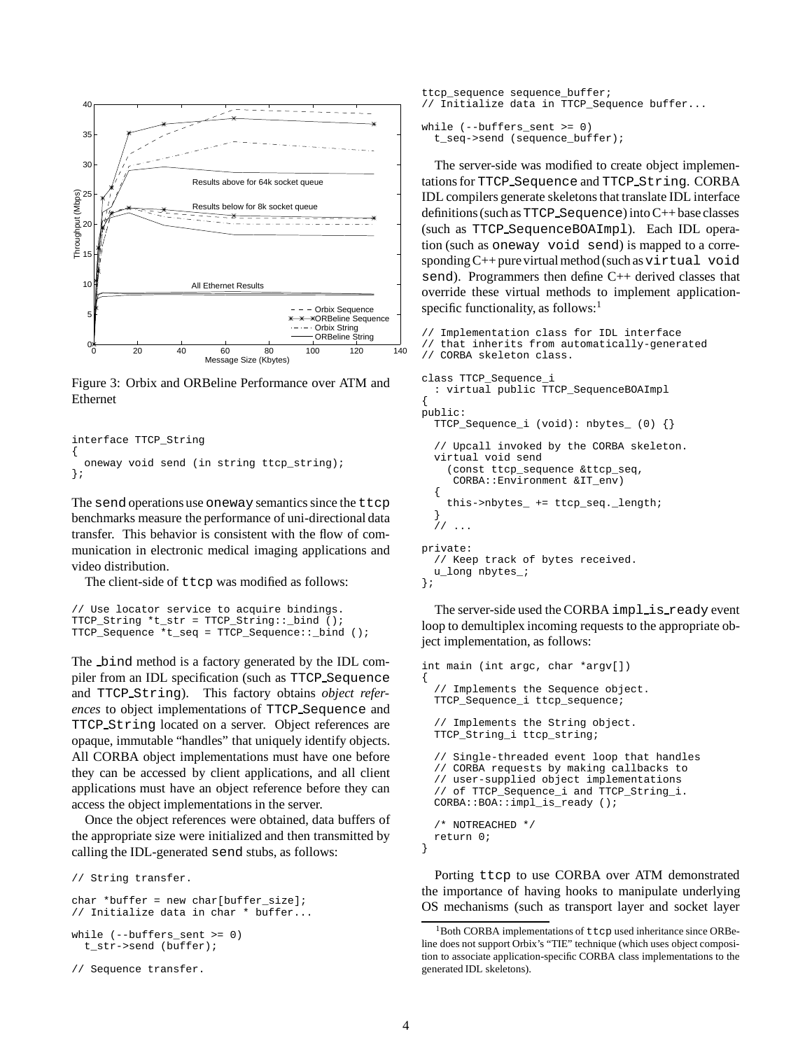Figure 3: Orbix and ORBeline Performance over ATM and Ethernet

```
interface TTCP_String
{
  oneway void send (in string ttcp_string);
};
```

The send operations use oneway semantics since the ttcp benchmarks measure the performance of uni-directional data transfer. This behavior is consistent with the flow of communication in electronic medical imaging applications and video distribution.

The client-side of ttcp was modified as follows:

```
// Use locator service to acquire bindings.
TTCP_String *t_str = TTCP_String::_bind ();
TTCP_Sequence *t_seq = TTCP_Sequence::_bind ();
```

The _bind method is a factory generated by the IDL compiler from an IDL specification (such as TTCP_Sequence and TTCP_String). This factory obtains *object references* to object implementations of TTCP_Sequence and TTCP_String located on a server. Object references are opaque, immutable "handles" that uniquely identify objects. All CORBA object implementations must have one before they can be accessed by client applications, and all client applications must have an object reference before they can access the object implementations in the server.

Once the object references were obtained, data buffers of the appropriate size were initialized and then transmitted by calling the IDL-generated send stubs, as follows:

```
// String transfer.

char *buffer = new char[buffer_size];
// Initialize data in char * buffer...

while (--buffers_sent >= 0)
  t_str->send (buffer);

// Sequence transfer.

ttcp_sequence sequence_buffer;
// Initialize data in TTCP_Sequence buffer...

while (--buffers_sent >= 0)
  t_seq->send (sequence_buffer);
```

The server-side was modified to create object implementations for TTCP_Sequence and TTCP_String. CORBA IDL compilers generate skeletons that translate IDL interface definitions (such as TTCP_Sequence) into C++ base classes (such as TTCP_SequenceBOAImpl). Each IDL operation (such as oneway void send) is mapped to a corresponding C++ pure virtual method (such as virtual void send). Programmers then define C++ derived classes that override these virtual methods to implement application-specific functionality, as follows:[1]

```
// Implementation class for IDL interface
// that inherits from automatically-generated
// CORBA skeleton class.

class TTCP_Sequence_i
  : virtual public TTCP_SequenceBOAImpl
{
public:
  TTCP_Sequence_i (void): nbytes_ (0) {}

  // Upcall invoked by the CORBA skeleton.
  virtual void send
    (const ttcp_sequence &ttcp_seq,
     CORBA::Environment &IT_env)
  {
    this->nbytes_ += ttcp_seq._length;
  }
  // ...

private:
  // Keep track of bytes received.
  u_long nbytes_;
};
```

The server-side used the CORBA impl_is_ready event loop to demultiplex incoming requests to the appropriate object implementation, as follows:

```
int main (int argc, char *argv[])
{
  // Implements the Sequence object.
  TTCP_Sequence_i ttcp_sequence;

  // Implements the String object.
  TTCP_String_i ttcp_string;

  // Single-threaded event loop that handles
  // CORBA requests by making callbacks to
  // user-supplied object implementations
  // of TTCP_Sequence_i and TTCP_String_i.
  CORBA::BOA::impl_is_ready ();

  /* NOTREACHED */
  return 0;
}
```

Porting ttcp to use CORBA over ATM demonstrated the importance of having hooks to manipulate underlying OS mechanisms (such as transport layer and socket layer

[1] Both CORBA implementations of ttcp used inheritance since ORBeline does not support Orbix's "TIE" technique (which uses object composition to associate application-specific CORBA class implementations to the generated IDL skeletons).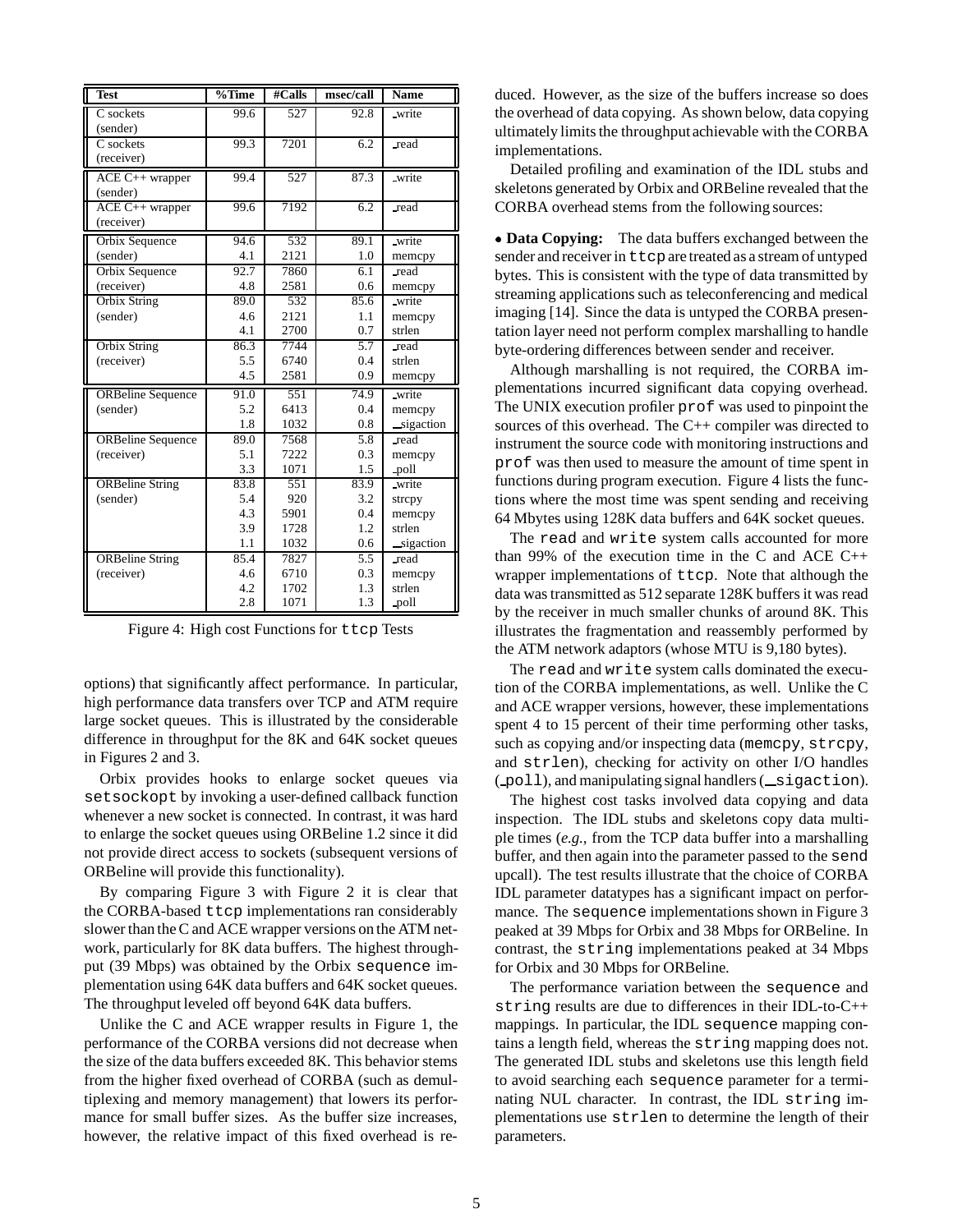| Test | %Time | #Calls | msec/call | Name |
|---|---|---|---|---|
| C sockets (sender) | 99.6 | 527 | 92.8 | _write |
| C sockets (receiver) | 99.3 | 7201 | 6.2 | _read |
| ACE C++ wrapper (sender) | 99.4 | 527 | 87.3 | _write |
| ACE C++ wrapper (receiver) | 99.6 | 7192 | 6.2 | _read |
| Orbix Sequence | 94.6 | 532 | 89.1 | _write |
| (sender) | 4.1 | 2121 | 1.0 | memcpy |
| Orbix Sequence | 92.7 | 7860 | 6.1 | _read |
| (receiver) | 4.8 | 2581 | 0.6 | memcpy |
| Orbix String | 89.0 | 532 | 85.6 | _write |
| (sender) | 4.6 | 2121 | 1.1 | memcpy |
| | 4.1 | 2700 | 0.7 | strlen |
| Orbix String | 86.3 | 7744 | 5.7 | _read |
| (receiver) | 5.5 | 6740 | 0.4 | strlen |
| | 4.5 | 2581 | 0.9 | memcpy |
| ORBeline Sequence | 91.0 | 551 | 74.9 | _write |
| (sender) | 5.2 | 6413 | 0.4 | memcpy |
| | 1.8 | 1032 | 0.8 | __sigaction |
| ORBeline Sequence | 89.0 | 7568 | 5.8 | _read |
| (receiver) | 5.1 | 7222 | 0.3 | memcpy |
| | 3.3 | 1071 | 1.5 | _poll |
| ORBeline String | 83.8 | 551 | 83.9 | _write |
| (sender) | 5.4 | 920 | 3.2 | strcpy |
| | 4.3 | 5901 | 0.4 | memcpy |
| | 3.9 | 1728 | 1.2 | strlen |
| | 1.1 | 1032 | 0.6 | __sigaction |
| ORBeline String | 85.4 | 7827 | 5.5 | _read |
| (receiver) | 4.6 | 6710 | 0.3 | memcpy |
| | 4.2 | 1702 | 1.3 | strlen |
| | 2.8 | 1071 | 1.3 | _poll |

Figure 4: High cost Functions for `ttcp` Tests

options) that significantly affect performance. In particular, high performance data transfers over TCP and ATM require large socket queues. This is illustrated by the considerable difference in throughput for the 8K and 64K socket queues in Figures 2 and 3.

Orbix provides hooks to enlarge socket queues via `setsockopt` by invoking a user-defined callback function whenever a new socket is connected. In contrast, it was hard to enlarge the socket queues using ORBeline 1.2 since it did not provide direct access to sockets (subsequent versions of ORBeline will provide this functionality).

By comparing Figure 3 with Figure 2 it is clear that the CORBA-based `ttcp` implementations ran considerably slower than the C and ACE wrapper versions on the ATM network, particularly for 8K data buffers. The highest throughput (39 Mbps) was obtained by the Orbix `sequence` implementation using 64K data buffers and 64K socket queues. The throughput leveled off beyond 64K data buffers.

Unlike the C and ACE wrapper results in Figure 1, the performance of the CORBA versions did not decrease when the size of the data buffers exceeded 8K. This behavior stems from the higher fixed overhead of CORBA (such as demultiplexing and memory management) that lowers its performance for small buffer sizes. As the buffer size increases, however, the relative impact of this fixed overhead is reduced. However, as the size of the buffers increase so does the overhead of data copying. As shown below, data copying ultimately limits the throughput achievable with the CORBA implementations.

Detailed profiling and examination of the IDL stubs and skeletons generated by Orbix and ORBeline revealed that the CORBA overhead stems from the following sources:

• **Data Copying:** The data buffers exchanged between the sender and receiver in `ttcp` are treated as a stream of untyped bytes. This is consistent with the type of data transmitted by streaming applications such as teleconferencing and medical imaging [14]. Since the data is untyped the CORBA presentation layer need not perform complex marshalling to handle byte-ordering differences between sender and receiver.

Although marshalling is not required, the CORBA implementations incurred significant data copying overhead. The UNIX execution profiler `prof` was used to pinpoint the sources of this overhead. The C++ compiler was directed to instrument the source code with monitoring instructions and `prof` was then used to measure the amount of time spent in functions during program execution. Figure 4 lists the functions where the most time was spent sending and receiving 64 Mbytes using 128K data buffers and 64K socket queues.

The `read` and `write` system calls accounted for more than 99% of the execution time in the C and ACE C++ wrapper implementations of `ttcp`. Note that although the data was transmitted as 512 separate 128K buffers it was read by the receiver in much smaller chunks of around 8K. This illustrates the fragmentation and reassembly performed by the ATM network adaptors (whose MTU is 9,180 bytes).

The `read` and `write` system calls dominated the execution of the CORBA implementations, as well. Unlike the C and ACE wrapper versions, however, these implementations spent 4 to 15 percent of their time performing other tasks, such as copying and/or inspecting data (`memcpy`, `strcpy`, and `strlen`), checking for activity on other I/O handles (`_poll`), and manipulating signal handlers (`__sigaction`).

The highest cost tasks involved data copying and data inspection. The IDL stubs and skeletons copy data multiple times (*e.g.,* from the TCP data buffer into a marshalling buffer, and then again into the parameter passed to the `send` upcall). The test results illustrate that the choice of CORBA IDL parameter datatypes has a significant impact on performance. The `sequence` implementations shown in Figure 3 peaked at 39 Mbps for Orbix and 38 Mbps for ORBeline. In contrast, the `string` implementations peaked at 34 Mbps for Orbix and 30 Mbps for ORBeline.

The performance variation between the `sequence` and `string` results are due to differences in their IDL-to-C++ mappings. In particular, the IDL `sequence` mapping contains a length field, whereas the `string` mapping does not. The generated IDL stubs and skeletons use this length field to avoid searching each `sequence` parameter for a terminating NUL character. In contrast, the IDL `string` implementations use `strlen` to determine the length of their parameters.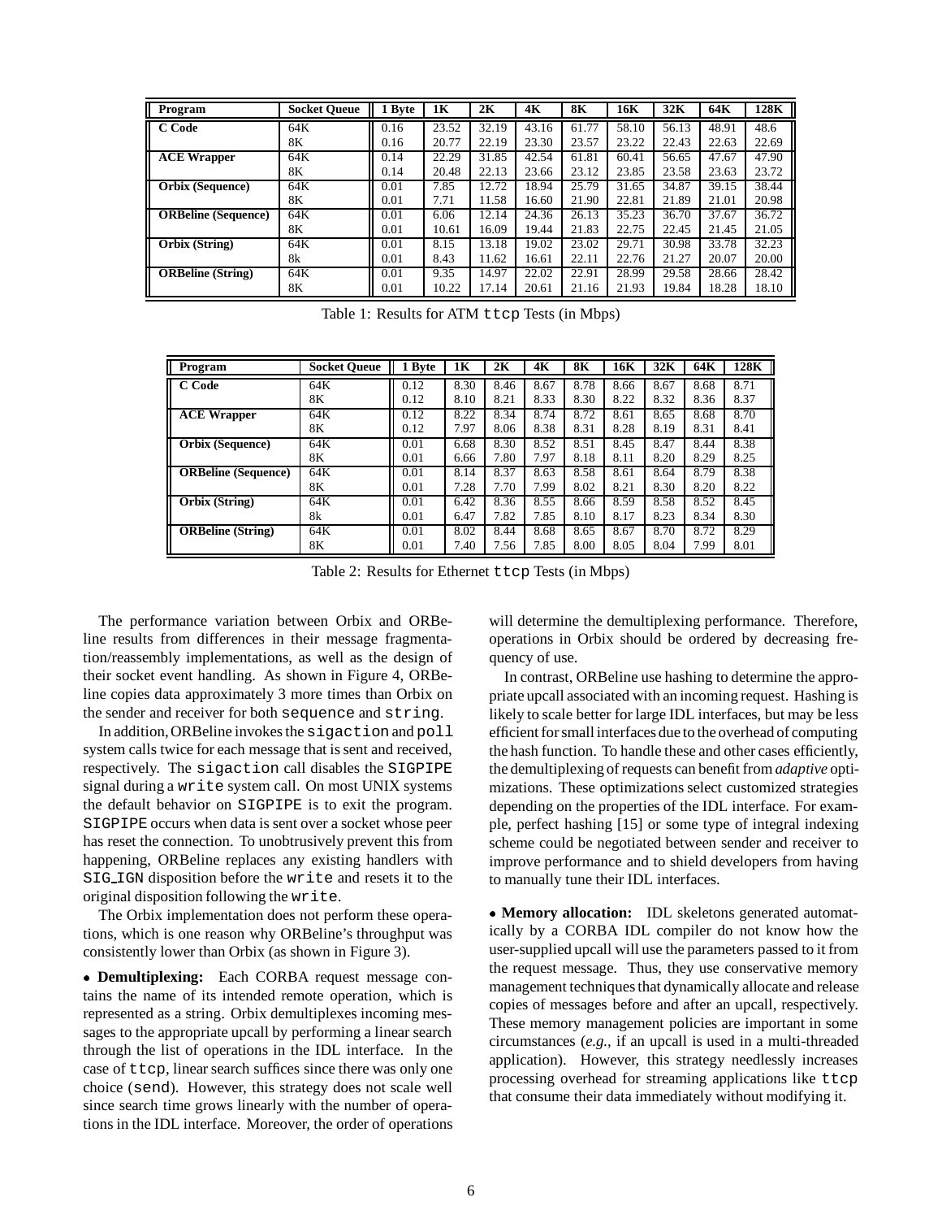| Program | Socket Queue | 1 Byte | 1K | 2K | 4K | 8K | 16K | 32K | 64K | 128K |
|---|---|---|---|---|---|---|---|---|---|---|
| **C Code** | 64K | 0.16 | 23.52 | 32.19 | 43.16 | 61.77 | 58.10 | 56.13 | 48.91 | 48.6 |
| | 8K | 0.16 | 20.77 | 22.19 | 23.30 | 23.57 | 23.22 | 22.43 | 22.63 | 22.69 |
| **ACE Wrapper** | 64K | 0.14 | 22.29 | 31.85 | 42.54 | 61.81 | 60.41 | 56.65 | 47.67 | 47.90 |
| | 8K | 0.14 | 20.48 | 22.13 | 23.66 | 23.12 | 23.85 | 23.58 | 23.63 | 23.72 |
| **Orbix (Sequence)** | 64K | 0.01 | 7.85 | 12.72 | 18.94 | 25.79 | 31.65 | 34.87 | 39.15 | 38.44 |
| | 8K | 0.01 | 7.71 | 11.58 | 16.60 | 21.90 | 22.81 | 21.89 | 21.01 | 20.98 |
| **ORBeline (Sequence)** | 64K | 0.01 | 6.06 | 12.14 | 24.36 | 26.13 | 35.23 | 36.70 | 37.67 | 36.72 |
| | 8K | 0.01 | 10.61 | 16.09 | 19.44 | 21.83 | 22.75 | 22.45 | 21.45 | 21.05 |
| **Orbix (String)** | 64K | 0.01 | 8.15 | 13.18 | 19.02 | 23.02 | 29.71 | 30.98 | 33.78 | 32.23 |
| | 8k | 0.01 | 8.43 | 11.62 | 16.61 | 22.11 | 22.76 | 21.27 | 20.07 | 20.00 |
| **ORBeline (String)** | 64K | 0.01 | 9.35 | 14.97 | 22.02 | 22.91 | 28.99 | 29.58 | 28.66 | 28.42 |
| | 8K | 0.01 | 10.22 | 17.14 | 20.61 | 21.16 | 21.93 | 19.84 | 18.28 | 18.10 |

Table 1: Results for ATM ttcp Tests (in Mbps)

| Program | Socket Queue | 1 Byte | 1K | 2K | 4K | 8K | 16K | 32K | 64K | 128K |
|---|---|---|---|---|---|---|---|---|---|---|
| **C Code** | 64K | 0.12 | 8.30 | 8.46 | 8.67 | 8.78 | 8.66 | 8.67 | 8.68 | 8.71 |
| | 8K | 0.12 | 8.10 | 8.21 | 8.33 | 8.30 | 8.22 | 8.32 | 8.36 | 8.37 |
| **ACE Wrapper** | 64K | 0.12 | 8.22 | 8.34 | 8.74 | 8.72 | 8.61 | 8.65 | 8.68 | 8.70 |
| | 8K | 0.12 | 7.97 | 8.06 | 8.38 | 8.31 | 8.28 | 8.19 | 8.31 | 8.41 |
| **Orbix (Sequence)** | 64K | 0.01 | 6.68 | 8.30 | 8.52 | 8.51 | 8.45 | 8.47 | 8.44 | 8.38 |
| | 8K | 0.01 | 6.66 | 7.80 | 7.97 | 8.18 | 8.11 | 8.20 | 8.29 | 8.25 |
| **ORBeline (Sequence)** | 64K | 0.01 | 8.14 | 8.37 | 8.63 | 8.58 | 8.61 | 8.64 | 8.79 | 8.38 |
| | 8K | 0.01 | 7.28 | 7.70 | 7.99 | 8.02 | 8.21 | 8.30 | 8.20 | 8.22 |
| **Orbix (String)** | 64K | 0.01 | 6.42 | 8.36 | 8.55 | 8.66 | 8.59 | 8.58 | 8.52 | 8.45 |
| | 8k | 0.01 | 6.47 | 7.82 | 7.85 | 8.10 | 8.17 | 8.23 | 8.34 | 8.30 |
| **ORBeline (String)** | 64K | 0.01 | 8.02 | 8.44 | 8.68 | 8.65 | 8.67 | 8.70 | 8.72 | 8.29 |
| | 8K | 0.01 | 7.40 | 7.56 | 7.85 | 8.00 | 8.05 | 8.04 | 7.99 | 8.01 |

Table 2: Results for Ethernet ttcp Tests (in Mbps)

The performance variation between Orbix and ORBeline results from differences in their message fragmentation/reassembly implementations, as well as the design of their socket event handling. As shown in Figure 4, ORBeline copies data approximately 3 more times than Orbix on the sender and receiver for both sequence and string.

In addition, ORBeline invokes the sigaction and poll system calls twice for each message that is sent and received, respectively. The sigaction call disables the SIGPIPE signal during a write system call. On most UNIX systems the default behavior on SIGPIPE is to exit the program. SIGPIPE occurs when data is sent over a socket whose peer has reset the connection. To unobtrusively prevent this from happening, ORBeline replaces any existing handlers with SIG_IGN disposition before the write and resets it to the original disposition following the write.

The Orbix implementation does not perform these operations, which is one reason why ORBeline's throughput was consistently lower than Orbix (as shown in Figure 3).

• **Demultiplexing:** Each CORBA request message contains the name of its intended remote operation, which is represented as a string. Orbix demultiplexes incoming messages to the appropriate upcall by performing a linear search through the list of operations in the IDL interface. In the case of ttcp, linear search suffices since there was only one choice (send). However, this strategy does not scale well since search time grows linearly with the number of operations in the IDL interface. Moreover, the order of operations will determine the demultiplexing performance. Therefore, operations in Orbix should be ordered by decreasing frequency of use.

In contrast, ORBeline use hashing to determine the appropriate upcall associated with an incoming request. Hashing is likely to scale better for large IDL interfaces, but may be less efficient for small interfaces due to the overhead of computing the hash function. To handle these and other cases efficiently, the demultiplexing of requests can benefit from *adaptive* optimizations. These optimizations select customized strategies depending on the properties of the IDL interface. For example, perfect hashing [15] or some type of integral indexing scheme could be negotiated between sender and receiver to improve performance and to shield developers from having to manually tune their IDL interfaces.

• **Memory allocation:** IDL skeletons generated automatically by a CORBA IDL compiler do not know how the user-supplied upcall will use the parameters passed to it from the request message. Thus, they use conservative memory management techniques that dynamically allocate and release copies of messages before and after an upcall, respectively. These memory management policies are important in some circumstances (*e.g.,* if an upcall is used in a multi-threaded application). However, this strategy needlessly increases processing overhead for streaming applications like ttcp that consume their data immediately without modifying it.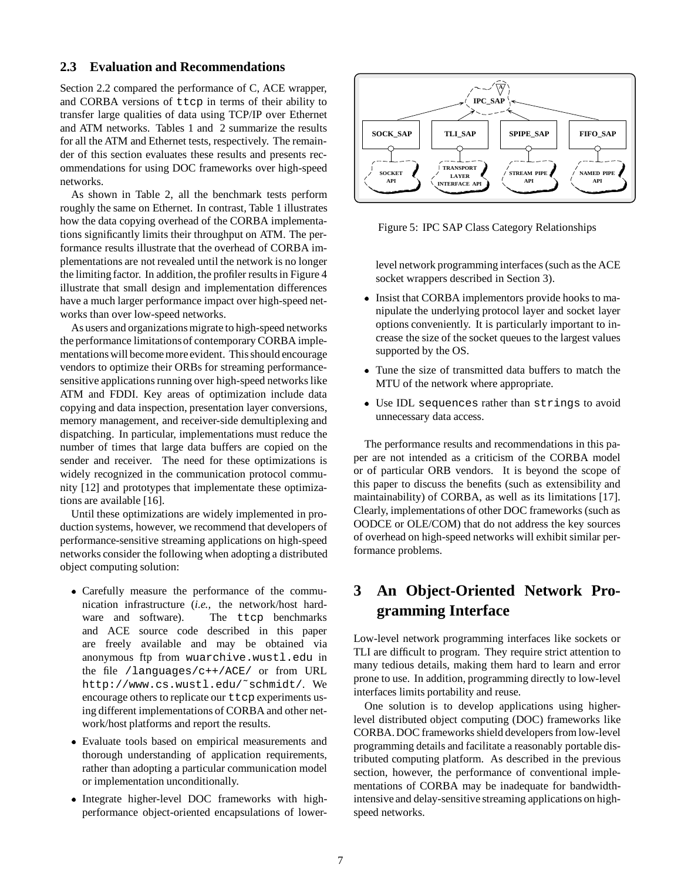## 2.3 Evaluation and Recommendations

Section 2.2 compared the performance of C, ACE wrapper, and CORBA versions of `ttcp` in terms of their ability to transfer large qualities of data using TCP/IP over Ethernet and ATM networks. Tables 1 and 2 summarize the results for all the ATM and Ethernet tests, respectively. The remainder of this section evaluates these results and presents recommendations for using DOC frameworks over high-speed networks.

As shown in Table 2, all the benchmark tests perform roughly the same on Ethernet. In contrast, Table 1 illustrates how the data copying overhead of the CORBA implementations significantly limits their throughput on ATM. The performance results illustrate that the overhead of CORBA implementations are not revealed until the network is no longer the limiting factor. In addition, the profiler results in Figure 4 illustrate that small design and implementation differences have a much larger performance impact over high-speed networks than over low-speed networks.

As users and organizations migrate to high-speed networks the performance limitations of contemporary CORBA implementations will become more evident. This should encourage vendors to optimize their ORBs for streaming performance-sensitive applications running over high-speed networks like ATM and FDDI. Key areas of optimization include data copying and data inspection, presentation layer conversions, memory management, and receiver-side demultiplexing and dispatching. In particular, implementations must reduce the number of times that large data buffers are copied on the sender and receiver. The need for these optimizations is widely recognized in the communication protocol community [12] and prototypes that implementate these optimizations are available [16].

Until these optimizations are widely implemented in production systems, however, we recommend that developers of performance-sensitive streaming applications on high-speed networks consider the following when adopting a distributed object computing solution:

- Carefully measure the performance of the communication infrastructure (*i.e.,* the network/host hardware and software). The `ttcp` benchmarks and ACE source code described in this paper are freely available and may be obtained via anonymous ftp from `wuarchive.wustl.edu` in the file `/languages/c++/ACE/` or from URL `http://www.cs.wustl.edu/~schmidt/`. We encourage others to replicate our `ttcp` experiments using different implementations of CORBA and other network/host platforms and report the results.
- Evaluate tools based on empirical measurements and thorough understanding of application requirements, rather than adopting a particular communication model or implementation unconditionally.
- Integrate higher-level DOC frameworks with high-performance object-oriented encapsulations of lower-level network programming interfaces (such as the ACE socket wrappers described in Section 3).
- Insist that CORBA implementors provide hooks to manipulate the underlying protocol layer and socket layer options conveniently. It is particularly important to increase the size of the socket queues to the largest values supported by the OS.
- Tune the size of transmitted data buffers to match the MTU of the network where appropriate.
- Use IDL `sequences` rather than `strings` to avoid unnecessary data access.

Figure 5: IPC SAP Class Category Relationships

The performance results and recommendations in this paper are not intended as a criticism of the CORBA model or of particular ORB vendors. It is beyond the scope of this paper to discuss the benefits (such as extensibility and maintainability) of CORBA, as well as its limitations [17]. Clearly, implementations of other DOC frameworks (such as OODCE or OLE/COM) that do not address the key sources of overhead on high-speed networks will exhibit similar performance problems.

# 3 An Object-Oriented Network Programming Interface

Low-level network programming interfaces like sockets or TLI are difficult to program. They require strict attention to many tedious details, making them hard to learn and error prone to use. In addition, programming directly to low-level interfaces limits portability and reuse.

One solution is to develop applications using higher-level distributed object computing (DOC) frameworks like CORBA. DOC frameworks shield developers from low-level programming details and facilitate a reasonably portable distributed computing platform. As described in the previous section, however, the performance of conventional implementations of CORBA may be inadequate for bandwidth-intensive and delay-sensitive streaming applications on high-speed networks.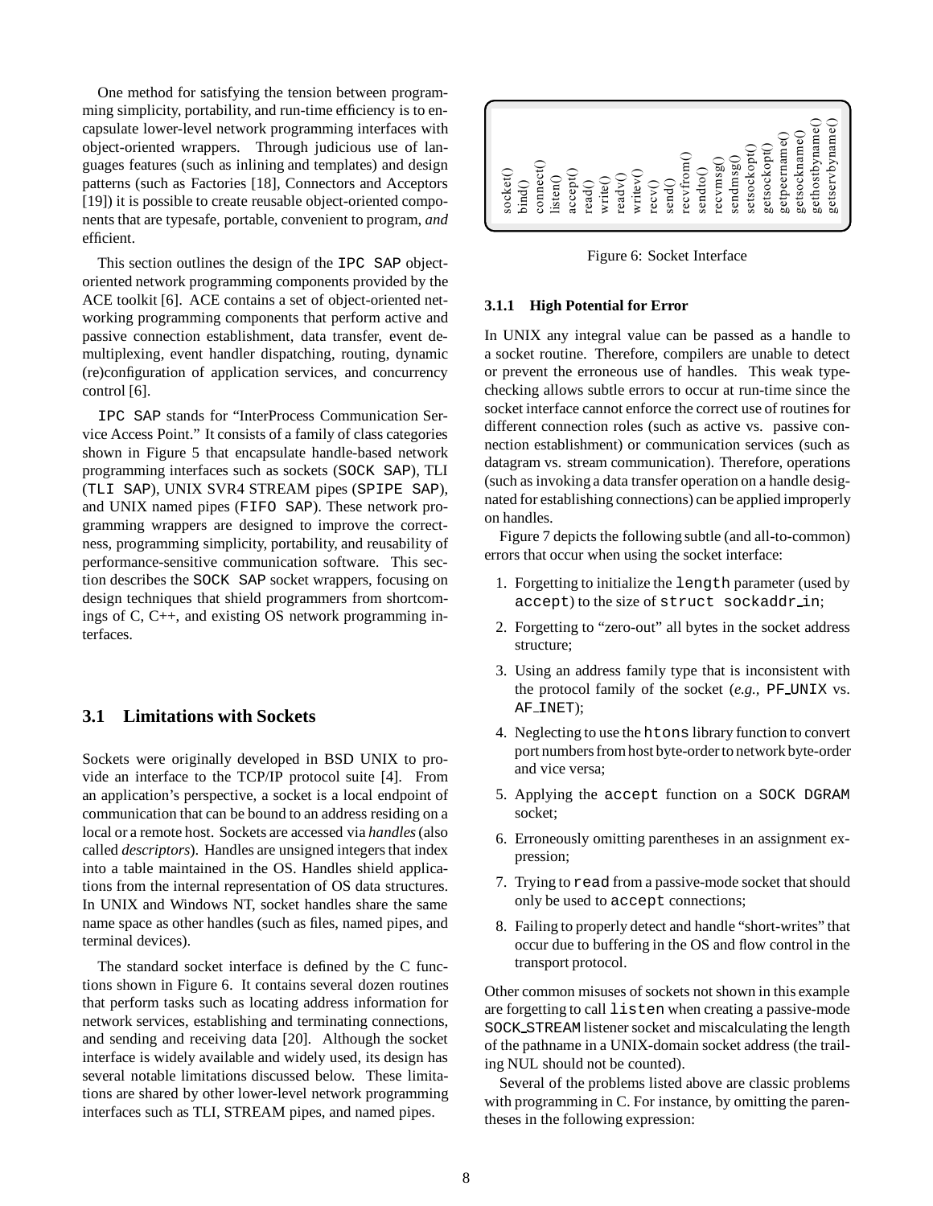One method for satisfying the tension between programming simplicity, portability, and run-time efficiency is to encapsulate lower-level network programming interfaces with object-oriented wrappers. Through judicious use of languages features (such as inlining and templates) and design patterns (such as Factories [18], Connectors and Acceptors [19]) it is possible to create reusable object-oriented components that are typesafe, portable, convenient to program, *and* efficient.

This section outlines the design of the `IPC SAP` object-oriented network programming components provided by the ACE toolkit [6]. ACE contains a set of object-oriented networking programming components that perform active and passive connection establishment, data transfer, event demultiplexing, event handler dispatching, routing, dynamic (re)configuration of application services, and concurrency control [6].

`IPC SAP` stands for "InterProcess Communication Service Access Point." It consists of a family of class categories shown in Figure 5 that encapsulate handle-based network programming interfaces such as sockets (`SOCK SAP`), TLI (`TLI SAP`), UNIX SVR4 STREAM pipes (`SPIPE SAP`), and UNIX named pipes (`FIFO SAP`). These network programming wrappers are designed to improve the correctness, programming simplicity, portability, and reusability of performance-sensitive communication software. This section describes the `SOCK SAP` socket wrappers, focusing on design techniques that shield programmers from shortcomings of C, C++, and existing OS network programming interfaces.

## 3.1 Limitations with Sockets

Sockets were originally developed in BSD UNIX to provide an interface to the TCP/IP protocol suite [4]. From an application's perspective, a socket is a local endpoint of communication that can be bound to an address residing on a local or a remote host. Sockets are accessed via *handles* (also called *descriptors*). Handles are unsigned integers that index into a table maintained in the OS. Handles shield applications from the internal representation of OS data structures. In UNIX and Windows NT, socket handles share the same name space as other handles (such as files, named pipes, and terminal devices).

The standard socket interface is defined by the C functions shown in Figure 6. It contains several dozen routines that perform tasks such as locating address information for network services, establishing and terminating connections, and sending and receiving data [20]. Although the socket interface is widely available and widely used, its design has several notable limitations discussed below. These limitations are shared by other lower-level network programming interfaces such as TLI, STREAM pipes, and named pipes.

socket() bind() connect() listen() accept() read() write() readv() writev() recv() send() recvfrom() sendto() recvmsg() sendmsg() setsockopt() getsockopt() getpeername() getsockname() gethostbyname() getservbyname()

Figure 6: Socket Interface

### 3.1.1 High Potential for Error

In UNIX any integral value can be passed as a handle to a socket routine. Therefore, compilers are unable to detect or prevent the erroneous use of handles. This weak type-checking allows subtle errors to occur at run-time since the socket interface cannot enforce the correct use of routines for different connection roles (such as active vs. passive connection establishment) or communication services (such as datagram vs. stream communication). Therefore, operations (such as invoking a data transfer operation on a handle designated for establishing connections) can be applied improperly on handles.

Figure 7 depicts the following subtle (and all-to-common) errors that occur when using the socket interface:

1. Forgetting to initialize the `length` parameter (used by `accept`) to the size of `struct sockaddr_in`;
2. Forgetting to "zero-out" all bytes in the socket address structure;
3. Using an address family type that is inconsistent with the protocol family of the socket (*e.g.,* `PF_UNIX` vs. `AF_INET`);
4. Neglecting to use the `htons` library function to convert port numbers from host byte-order to network byte-order and vice versa;
5. Applying the `accept` function on a `SOCK DGRAM` socket;
6. Erroneously omitting parentheses in an assignment expression;
7. Trying to `read` from a passive-mode socket that should only be used to `accept` connections;
8. Failing to properly detect and handle "short-writes" that occur due to buffering in the OS and flow control in the transport protocol.

Other common misuses of sockets not shown in this example are forgetting to call `listen` when creating a passive-mode `SOCK_STREAM` listener socket and miscalculating the length of the pathname in a UNIX-domain socket address (the trailing NUL should not be counted).

Several of the problems listed above are classic problems with programming in C. For instance, by omitting the parentheses in the following expression: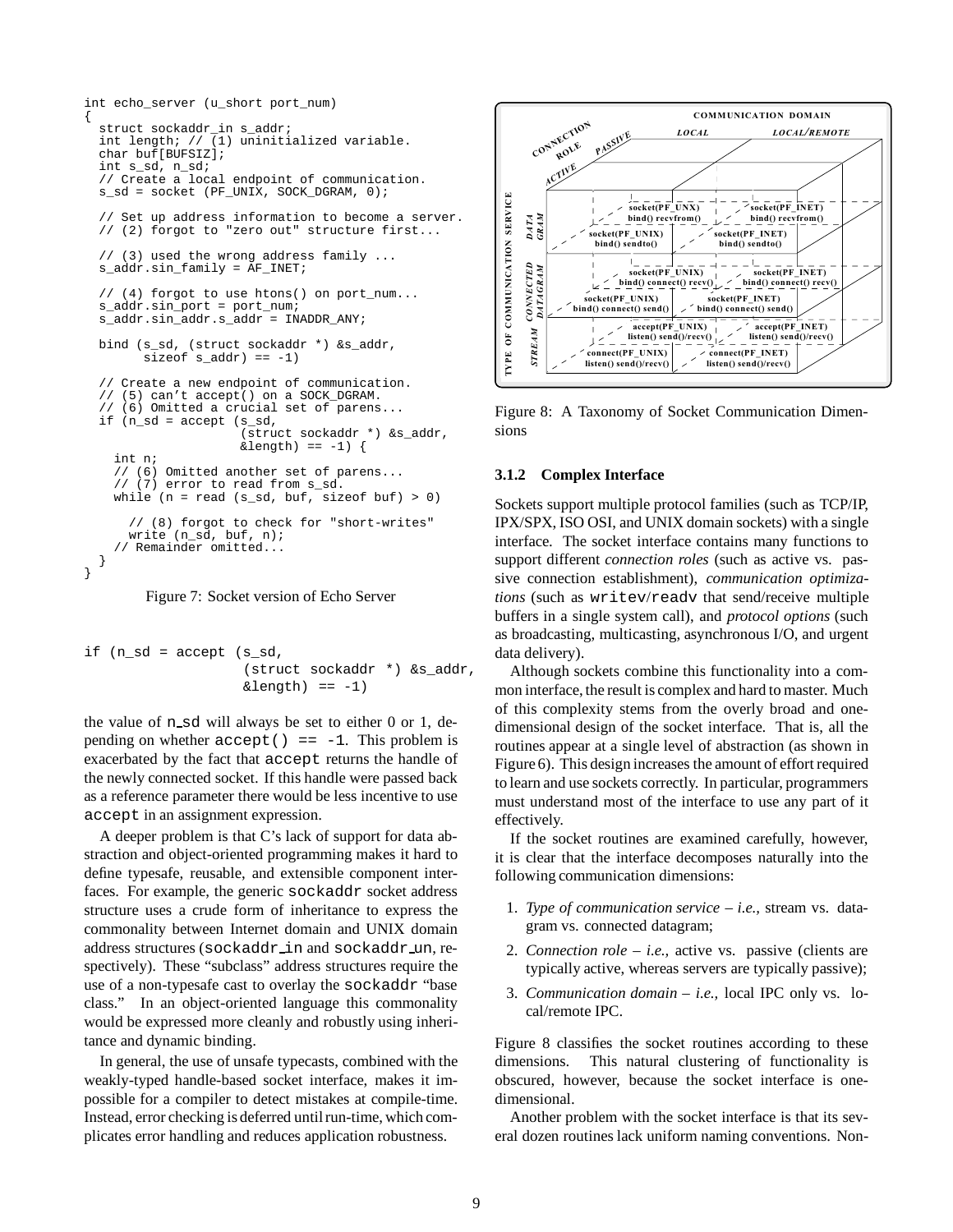```
int echo_server (u_short port_num)
{
  struct sockaddr_in s_addr;
  int length; // (1) uninitialized variable.
  char buf[BUFSIZ];
  int s_sd, n_sd;
  // Create a local endpoint of communication.
  s_sd = socket (PF_UNIX, SOCK_DGRAM, 0);

  // Set up address information to become a server.
  // (2) forgot to "zero out" structure first...

  // (3) used the wrong address family ...
  s_addr.sin_family = AF_INET;

  // (4) forgot to use htons() on port_num...
  s_addr.sin_port = port_num;
  s_addr.sin_addr.s_addr = INADDR_ANY;

  bind (s_sd, (struct sockaddr *) &s_addr,
        sizeof s_addr) == -1)

  // Create a new endpoint of communication.
  // (5) can't accept() on a SOCK_DGRAM.
  // (6) Omitted a crucial set of parens...
  if (n_sd = accept (s_sd,
                     (struct sockaddr *) &s_addr,
                     &length) == -1) {
    int n;
    // (6) Omitted another set of parens...
    // (7) error to read from s_sd.
    while (n = read (s_sd, buf, sizeof buf) > 0)

      // (8) forgot to check for "short-writes"
      write (n_sd, buf, n);
    // Remainder omitted...
  }
}
```

Figure 7: Socket version of Echo Server

```
if (n_sd = accept (s_sd,
                   (struct sockaddr *) &s_addr,
                   &length) == -1)
```

the value of n_sd will always be set to either 0 or 1, depending on whether `accept() == -1`. This problem is exacerbated by the fact that `accept` returns the handle of the newly connected socket. If this handle were passed back as a reference parameter there would be less incentive to use `accept` in an assignment expression.

A deeper problem is that C's lack of support for data abstraction and object-oriented programming makes it hard to define typesafe, reusable, and extensible component interfaces. For example, the generic `sockaddr` socket address structure uses a crude form of inheritance to express the commonality between Internet domain and UNIX domain address structures (`sockaddr_in` and `sockaddr_un`, respectively). These "subclass" address structures require the use of a non-typesafe cast to overlay the `sockaddr` "base class." In an object-oriented language this commonality would be expressed more cleanly and robustly using inheritance and dynamic binding.

In general, the use of unsafe typecasts, combined with the weakly-typed handle-based socket interface, makes it impossible for a compiler to detect mistakes at compile-time. Instead, error checking is deferred until run-time, which complicates error handling and reduces application robustness.

| Type of communication service | Connection role | Local | Local/Remote |
|---|---|---|---|
| DATAGRAM | Passive | socket(PF_UNX) bind() recvfrom() | socket(PF_INET) bind() recvfrom() |
| | Active | socket(PF_UNIX) bind() sendto() | socket(PF_INET) bind() sendto() |
| CONNECTED DATAGRAM | Passive | socket(PF_UNIX) bind() connect() recv() | socket(PF_INET) bind() connect() recv() |
| | Active | socket(PF_UNIX) bind() connect() send() | socket(PF_INET) bind() connect() send() |
| STREAM | Passive | accept(PF_UNIX) listen() send()/recv() | accept(PF_INET) listen() send()/recv() |
| | Active | connect(PF_UNIX) listen() send()/recv() | connect(PF_INET) listen() send()/recv() |

Figure 8: A Taxonomy of Socket Communication Dimensions

### 3.1.2 Complex Interface

Sockets support multiple protocol families (such as TCP/IP, IPX/SPX, ISO OSI, and UNIX domain sockets) with a single interface. The socket interface contains many functions to support different *connection roles* (such as active vs. passive connection establishment), *communication optimizations* (such as `writev`/`readv` that send/receive multiple buffers in a single system call), and *protocol options* (such as broadcasting, multicasting, asynchronous I/O, and urgent data delivery).

Although sockets combine this functionality into a common interface, the result is complex and hard to master. Much of this complexity stems from the overly broad and one-dimensional design of the socket interface. That is, all the routines appear at a single level of abstraction (as shown in Figure 6). This design increases the amount of effort required to learn and use sockets correctly. In particular, programmers must understand most of the interface to use any part of it effectively.

If the socket routines are examined carefully, however, it is clear that the interface decomposes naturally into the following communication dimensions:

1. *Type of communication service – i.e.,* stream vs. datagram vs. connected datagram;
2. *Connection role – i.e.,* active vs. passive (clients are typically active, whereas servers are typically passive);
3. *Communication domain – i.e.,* local IPC only vs. local/remote IPC.

Figure 8 classifies the socket routines according to these dimensions. This natural clustering of functionality is obscured, however, because the socket interface is one-dimensional.

Another problem with the socket interface is that its several dozen routines lack uniform naming conventions. Non-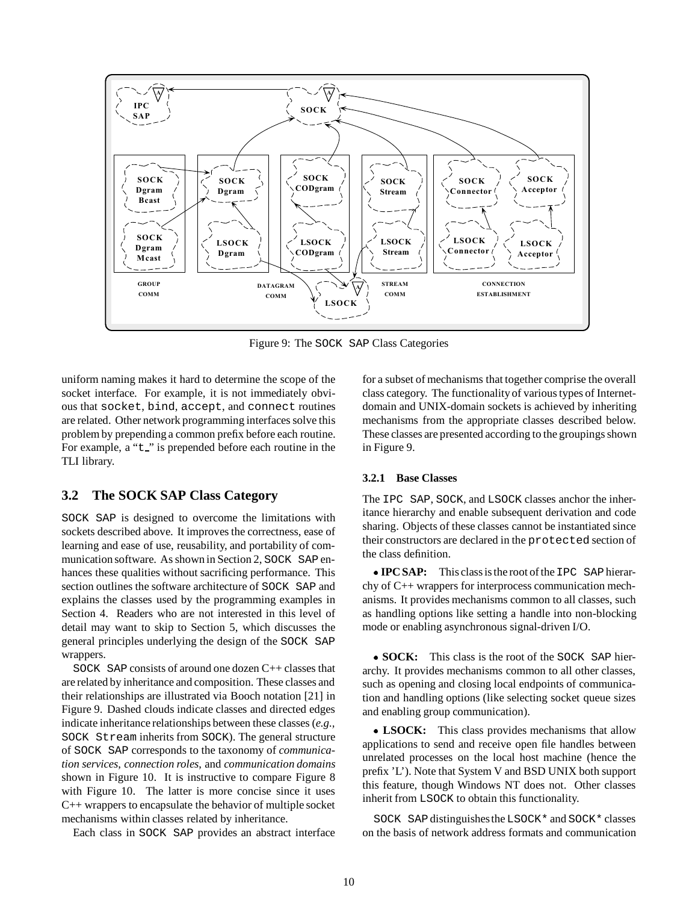Figure 9: The SOCK SAP Class Categories

uniform naming makes it hard to determine the scope of the socket interface. For example, it is not immediately obvious that socket, bind, accept, and connect routines are related. Other network programming interfaces solve this problem by prepending a common prefix before each routine. For example, a "t_" is prepended before each routine in the TLI library.

## 3.2 The SOCK SAP Class Category

SOCK SAP is designed to overcome the limitations with sockets described above. It improves the correctness, ease of learning and ease of use, reusability, and portability of communication software. As shown in Section 2, SOCK SAP enhances these qualities without sacrificing performance. This section outlines the software architecture of SOCK SAP and explains the classes used by the programming examples in Section 4. Readers who are not interested in this level of detail may want to skip to Section 5, which discusses the general principles underlying the design of the SOCK SAP wrappers.

SOCK SAP consists of around one dozen C++ classes that are related by inheritance and composition. These classes and their relationships are illustrated via Booch notation [21] in Figure 9. Dashed clouds indicate classes and directed edges indicate inheritance relationships between these classes (*e.g.,* SOCK Stream inherits from SOCK). The general structure of SOCK SAP corresponds to the taxonomy of *communication services*, *connection roles*, and *communication domains* shown in Figure 10. It is instructive to compare Figure 8 with Figure 10. The latter is more concise since it uses C++ wrappers to encapsulate the behavior of multiple socket mechanisms within classes related by inheritance.

Each class in SOCK SAP provides an abstract interface for a subset of mechanisms that together comprise the overall class category. The functionality of various types of Internet-domain and UNIX-domain sockets is achieved by inheriting mechanisms from the appropriate classes described below. These classes are presented according to the groupings shown in Figure 9.

### 3.2.1 Base Classes

The IPC SAP, SOCK, and LSOCK classes anchor the inheritance hierarchy and enable subsequent derivation and code sharing. Objects of these classes cannot be instantiated since their constructors are declared in the protected section of the class definition.

- **IPC SAP:** This class is the root of the IPC SAP hierarchy of C++ wrappers for interprocess communication mechanisms. It provides mechanisms common to all classes, such as handling options like setting a handle into non-blocking mode or enabling asynchronous signal-driven I/O.

- **SOCK:** This class is the root of the SOCK SAP hierarchy. It provides mechanisms common to all other classes, such as opening and closing local endpoints of communication and handling options (like selecting socket queue sizes and enabling group communication).

- **LSOCK:** This class provides mechanisms that allow applications to send and receive open file handles between unrelated processes on the local host machine (hence the prefix 'L'). Note that System V and BSD UNIX both support this feature, though Windows NT does not. Other classes inherit from LSOCK to obtain this functionality.

SOCK SAP distinguishes the LSOCK* and SOCK* classes on the basis of network address formats and communication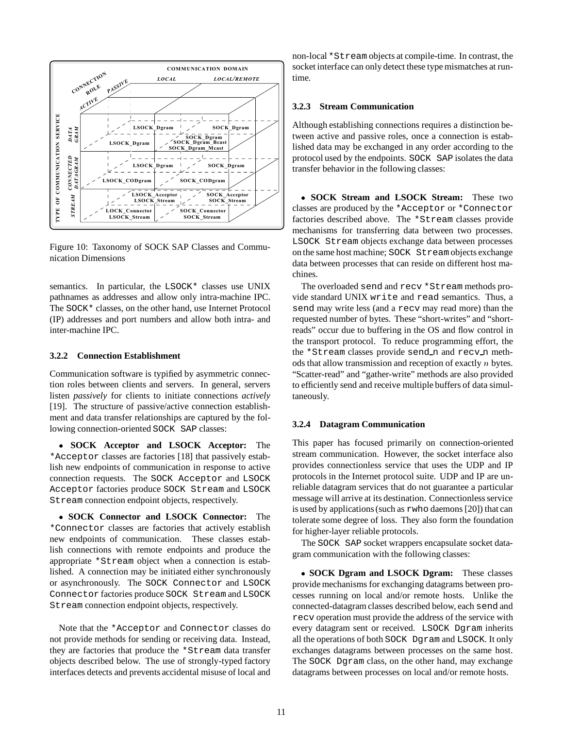Figure 10: Taxonomy of SOCK SAP Classes and Communication Dimensions

semantics. In particular, the LSOCK* classes use UNIX pathnames as addresses and allow only intra-machine IPC. The SOCK* classes, on the other hand, use Internet Protocol (IP) addresses and port numbers and allow both intra- and inter-machine IPC.

### 3.2.2 Connection Establishment

Communication software is typified by asymmetric connection roles between clients and servers. In general, servers listen *passively* for clients to initiate connections *actively* [19]. The structure of passive/active connection establishment and data transfer relationships are captured by the following connection-oriented SOCK SAP classes:

- **SOCK Acceptor and LSOCK Acceptor:** The *Acceptor classes are factories [18] that passively establish new endpoints of communication in response to active connection requests. The SOCK Acceptor and LSOCK Acceptor factories produce SOCK Stream and LSOCK Stream connection endpoint objects, respectively.

- **SOCK Connector and LSOCK Connector:** The *Connector classes are factories that actively establish new endpoints of communication. These classes establish connections with remote endpoints and produce the appropriate *Stream object when a connection is established. A connection may be initiated either synchronously or asynchronously. The SOCK Connector and LSOCK Connector factories produce SOCK Stream and LSOCK Stream connection endpoint objects, respectively.

Note that the *Acceptor and Connector classes do not provide methods for sending or receiving data. Instead, they are factories that produce the *Stream data transfer objects described below. The use of strongly-typed factory interfaces detects and prevents accidental misuse of local and non-local *Stream objects at compile-time. In contrast, the socket interface can only detect these type mismatches at run-time.

### 3.2.3 Stream Communication

Although establishing connections requires a distinction between active and passive roles, once a connection is established data may be exchanged in any order according to the protocol used by the endpoints. SOCK SAP isolates the data transfer behavior in the following classes:

- **SOCK Stream and LSOCK Stream:** These two classes are produced by the *Acceptor or *Connector factories described above. The *Stream classes provide mechanisms for transferring data between two processes. LSOCK Stream objects exchange data between processes on the same host machine; SOCK Stream objects exchange data between processes that can reside on different host machines.

The overloaded send and recv *Stream methods provide standard UNIX write and read semantics. Thus, a send may write less (and a recv may read more) than the requested number of bytes. These "short-writes" and "short-reads" occur due to buffering in the OS and flow control in the transport protocol. To reduce programming effort, the the *Stream classes provide send_n and recv_n methods that allow transmission and reception of exactly $n$ bytes. "Scatter-read" and "gather-write" methods are also provided to efficiently send and receive multiple buffers of data simultaneously.

### 3.2.4 Datagram Communication

This paper has focused primarily on connection-oriented stream communication. However, the socket interface also provides connectionless service that uses the UDP and IP protocols in the Internet protocol suite. UDP and IP are unreliable datagram services that do not guarantee a particular message will arrive at its destination. Connectionless service is used by applications (such as rwho daemons [20]) that can tolerate some degree of loss. They also form the foundation for higher-layer reliable protocols.

The SOCK SAP socket wrappers encapsulate socket datagram communication with the following classes:

- **SOCK Dgram and LSOCK Dgram:** These classes provide mechanisms for exchanging datagrams between processes running on local and/or remote hosts. Unlike the connected-datagram classes described below, each send and recv operation must provide the address of the service with every datagram sent or received. LSOCK Dgram inherits all the operations of both SOCK Dgram and LSOCK. It only exchanges datagrams between processes on the same host. The SOCK Dgram class, on the other hand, may exchange datagrams between processes on local and/or remote hosts.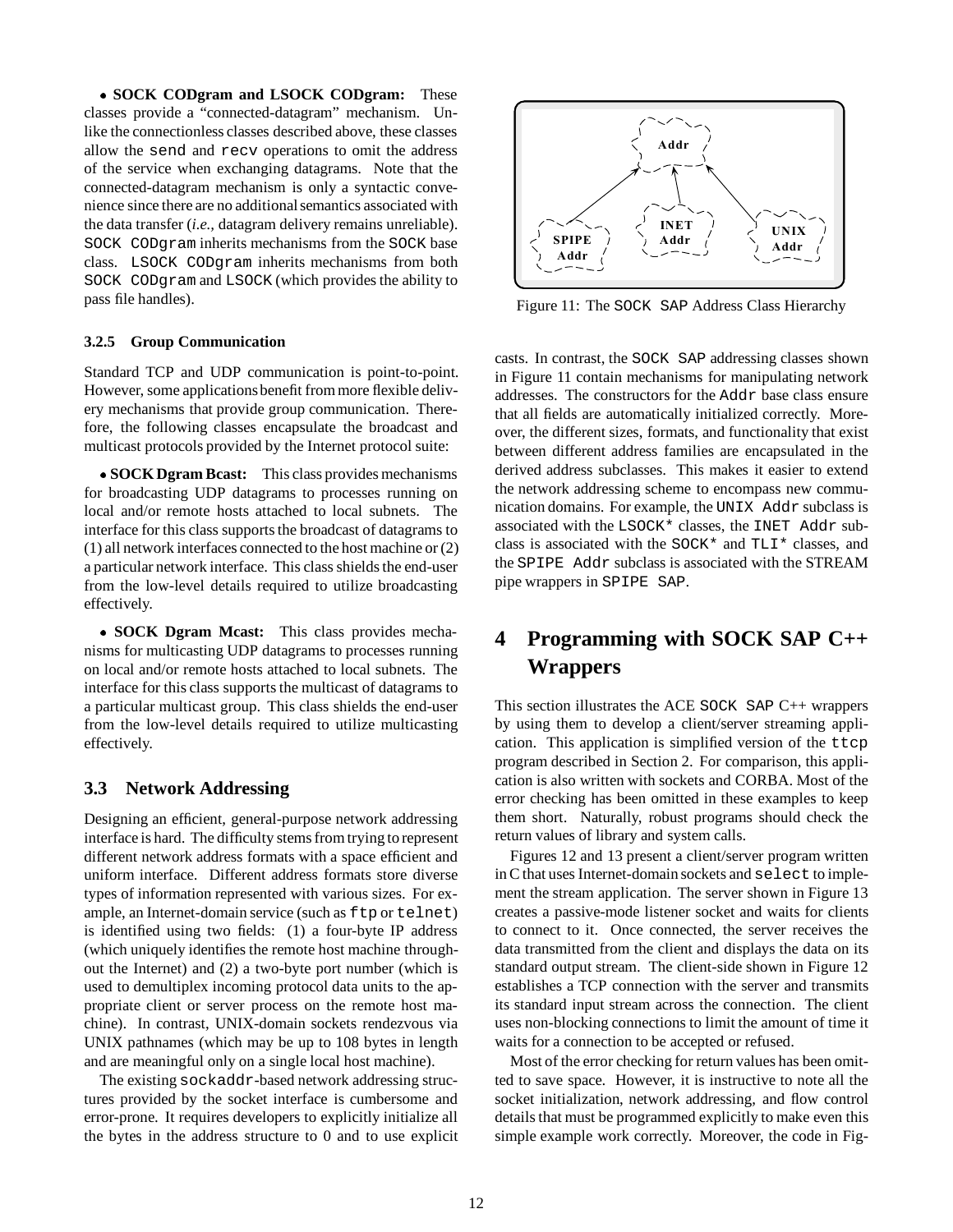• **SOCK CODgram and LSOCK CODgram:** These classes provide a "connected-datagram" mechanism. Unlike the connectionless classes described above, these classes allow the `send` and `recv` operations to omit the address of the service when exchanging datagrams. Note that the connected-datagram mechanism is only a syntactic convenience since there are no additional semantics associated with the data transfer (*i.e.,* datagram delivery remains unreliable). `SOCK CODgram` inherits mechanisms from the `SOCK` base class. `LSOCK CODgram` inherits mechanisms from both `SOCK CODgram` and `LSOCK` (which provides the ability to pass file handles).

### 3.2.5 Group Communication

Standard TCP and UDP communication is point-to-point. However, some applications benefit from more flexible delivery mechanisms that provide group communication. Therefore, the following classes encapsulate the broadcast and multicast protocols provided by the Internet protocol suite:

• **SOCK Dgram Bcast:** This class provides mechanisms for broadcasting UDP datagrams to processes running on local and/or remote hosts attached to local subnets. The interface for this class supports the broadcast of datagrams to (1) all network interfaces connected to the host machine or (2) a particular network interface. This class shields the end-user from the low-level details required to utilize broadcasting effectively.

• **SOCK Dgram Mcast:** This class provides mechanisms for multicasting UDP datagrams to processes running on local and/or remote hosts attached to local subnets. The interface for this class supports the multicast of datagrams to a particular multicast group. This class shields the end-user from the low-level details required to utilize multicasting effectively.

## 3.3 Network Addressing

Designing an efficient, general-purpose network addressing interface is hard. The difficulty stems from trying to represent different network address formats with a space efficient and uniform interface. Different address formats store diverse types of information represented with various sizes. For example, an Internet-domain service (such as `ftp` or `telnet`) is identified using two fields: (1) a four-byte IP address (which uniquely identifies the remote host machine throughout the Internet) and (2) a two-byte port number (which is used to demultiplex incoming protocol data units to the appropriate client or server process on the remote host machine). In contrast, UNIX-domain sockets rendezvous via UNIX pathnames (which may be up to 108 bytes in length and are meaningful only on a single local host machine).

The existing `sockaddr`-based network addressing structures provided by the socket interface is cumbersome and error-prone. It requires developers to explicitly initialize all the bytes in the address structure to 0 and to use explicit casts. In contrast, the `SOCK SAP` addressing classes shown in Figure 11 contain mechanisms for manipulating network addresses. The constructors for the `Addr` base class ensure that all fields are automatically initialized correctly. Moreover, the different sizes, formats, and functionality that exist between different address families are encapsulated in the derived address subclasses. This makes it easier to extend the network addressing scheme to encompass new communication domains. For example, the `UNIX Addr` subclass is associated with the `LSOCK*` classes, the `INET Addr` subclass is associated with the `SOCK*` and `TLI*` classes, and the `SPIPE Addr` subclass is associated with the STREAM pipe wrappers in `SPIPE SAP`.

Figure 11: The `SOCK SAP` Address Class Hierarchy

# 4 Programming with SOCK SAP C++ Wrappers

This section illustrates the ACE `SOCK SAP` C++ wrappers by using them to develop a client/server streaming application. This application is simplified version of the `ttcp` program described in Section 2. For comparison, this application is also written with sockets and CORBA. Most of the error checking has been omitted in these examples to keep them short. Naturally, robust programs should check the return values of library and system calls.

Figures 12 and 13 present a client/server program written in C that uses Internet-domain sockets and `select` to implement the stream application. The server shown in Figure 13 creates a passive-mode listener socket and waits for clients to connect to it. Once connected, the server receives the data transmitted from the client and displays the data on its standard output stream. The client-side shown in Figure 12 establishes a TCP connection with the server and transmits its standard input stream across the connection. The client uses non-blocking connections to limit the amount of time it waits for a connection to be accepted or refused.

Most of the error checking for return values has been omitted to save space. However, it is instructive to note all the socket initialization, network addressing, and flow control details that must be programmed explicitly to make even this simple example work correctly. Moreover, the code in Fig-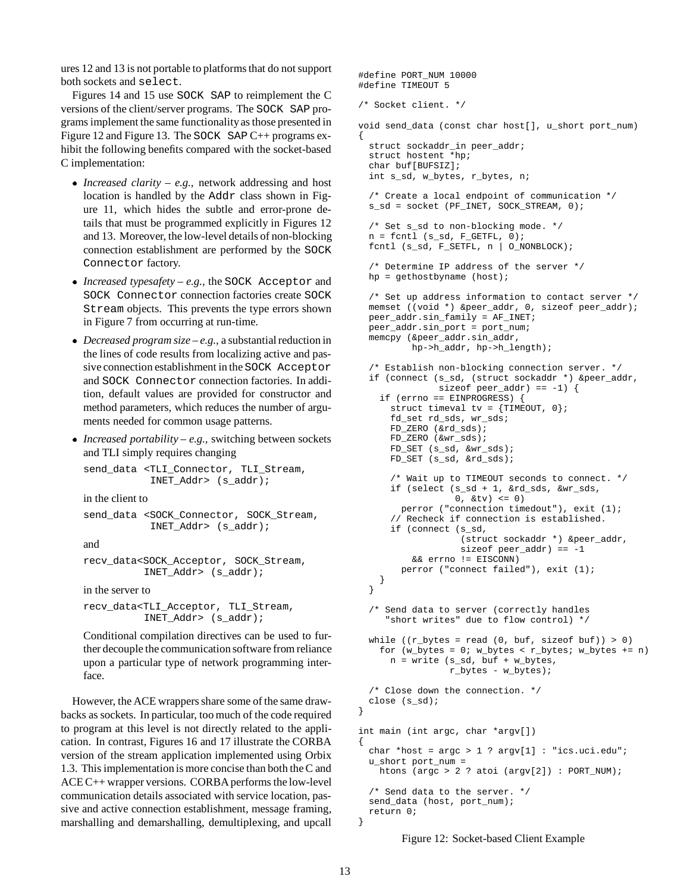ures 12 and 13 is not portable to platforms that do not support both sockets and `select`.

Figures 14 and 15 use SOCK SAP to reimplement the C versions of the client/server programs. The SOCK SAP programs implement the same functionality as those presented in Figure 12 and Figure 13. The SOCK SAP C++ programs exhibit the following benefits compared with the socket-based C implementation:

- *Increased clarity – e.g.,* network addressing and host location is handled by the Addr class shown in Figure 11, which hides the subtle and error-prone details that must be programmed explicitly in Figures 12 and 13. Moreover, the low-level details of non-blocking connection establishment are performed by the SOCK Connector factory.
- *Increased typesafety – e.g.,* the SOCK Acceptor and SOCK Connector connection factories create SOCK Stream objects. This prevents the type errors shown in Figure 7 from occurring at run-time.
- *Decreased program size – e.g.,* a substantial reduction in the lines of code results from localizing active and passive connection establishment in the SOCK Acceptor and SOCK Connector connection factories. In addition, default values are provided for constructor and method parameters, which reduces the number of arguments needed for common usage patterns.
- *Increased portability – e.g.,* switching between sockets and TLI simply requires changing

  ```
  send_data <TLI_Connector, TLI_Stream,
             INET_Addr> (s_addr);
  ```

  in the client to

  ```
  send_data <SOCK_Connector, SOCK_Stream,
             INET_Addr> (s_addr);
  ```

  and

  ```
  recv_data<SOCK_Acceptor, SOCK_Stream,
            INET_Addr> (s_addr);
  ```

  in the server to

  ```
  recv_data<TLI_Acceptor, TLI_Stream,
            INET_Addr> (s_addr);
  ```

  Conditional compilation directives can be used to further decouple the communication software from reliance upon a particular type of network programming interface.

However, the ACE wrappers share some of the same drawbacks as sockets. In particular, too much of the code required to program at this level is not directly related to the application. In contrast, Figures 16 and 17 illustrate the CORBA version of the stream application implemented using Orbix 1.3. This implementation is more concise than both the C and ACE C++ wrapper versions. CORBA performs the low-level communication details associated with service location, passive and active connection establishment, message framing, marshalling and demarshalling, demultiplexing, and upcall

```
#define PORT_NUM 10000
#define TIMEOUT 5

/* Socket client. */

void send_data (const char host[], u_short port_num)
{
  struct sockaddr_in peer_addr;
  struct hostent *hp;
  char buf[BUFSIZ];
  int s_sd, w_bytes, r_bytes, n;

  /* Create a local endpoint of communication */
  s_sd = socket (PF_INET, SOCK_STREAM, 0);

  /* Set s_sd to non-blocking mode. */
  n = fcntl (s_sd, F_GETFL, 0);
  fcntl (s_sd, F_SETFL, n | O_NONBLOCK);

  /* Determine IP address of the server */
  hp = gethostbyname (host);

  /* Set up address information to contact server */
  memset ((void *) &peer_addr, 0, sizeof peer_addr);
  peer_addr.sin_family = AF_INET;
  peer_addr.sin_port = port_num;
  memcpy (&peer_addr.sin_addr,
          hp->h_addr, hp->h_length);

  /* Establish non-blocking connection server. */
  if (connect (s_sd, (struct sockaddr *) &peer_addr,
               sizeof peer_addr) == -1) {
    if (errno == EINPROGRESS) {
      struct timeval tv = {TIMEOUT, 0};
      fd_set rd_sds, wr_sds;
      FD_ZERO (&rd_sds);
      FD_ZERO (&wr_sds);
      FD_SET (s_sd, &wr_sds);
      FD_SET (s_sd, &rd_sds);

      /* Wait up to TIMEOUT seconds to connect. */
      if (select (s_sd + 1, &rd_sds, &wr_sds,
                  0, &tv) <= 0)
        perror ("connection timedout"), exit (1);
      // Recheck if connection is established.
      if (connect (s_sd,
                   (struct sockaddr *) &peer_addr,
                   sizeof peer_addr) == -1
          && errno != EISCONN)
        perror ("connect failed"), exit (1);
    }
  }

  /* Send data to server (correctly handles
     "short writes" due to flow control) */

  while ((r_bytes = read (0, buf, sizeof buf)) > 0)
    for (w_bytes = 0; w_bytes < r_bytes; w_bytes += n)
      n = write (s_sd, buf + w_bytes,
                 r_bytes - w_bytes);

  /* Close down the connection. */
  close (s_sd);
}

int main (int argc, char *argv[])
{
  char *host = argc > 1 ? argv[1] : "ics.uci.edu";
  u_short port_num =
    htons (argc > 2 ? atoi (argv[2]) : PORT_NUM);

  /* Send data to the server. */
  send_data (host, port_num);
  return 0;
}
```

Figure 12: Socket-based Client Example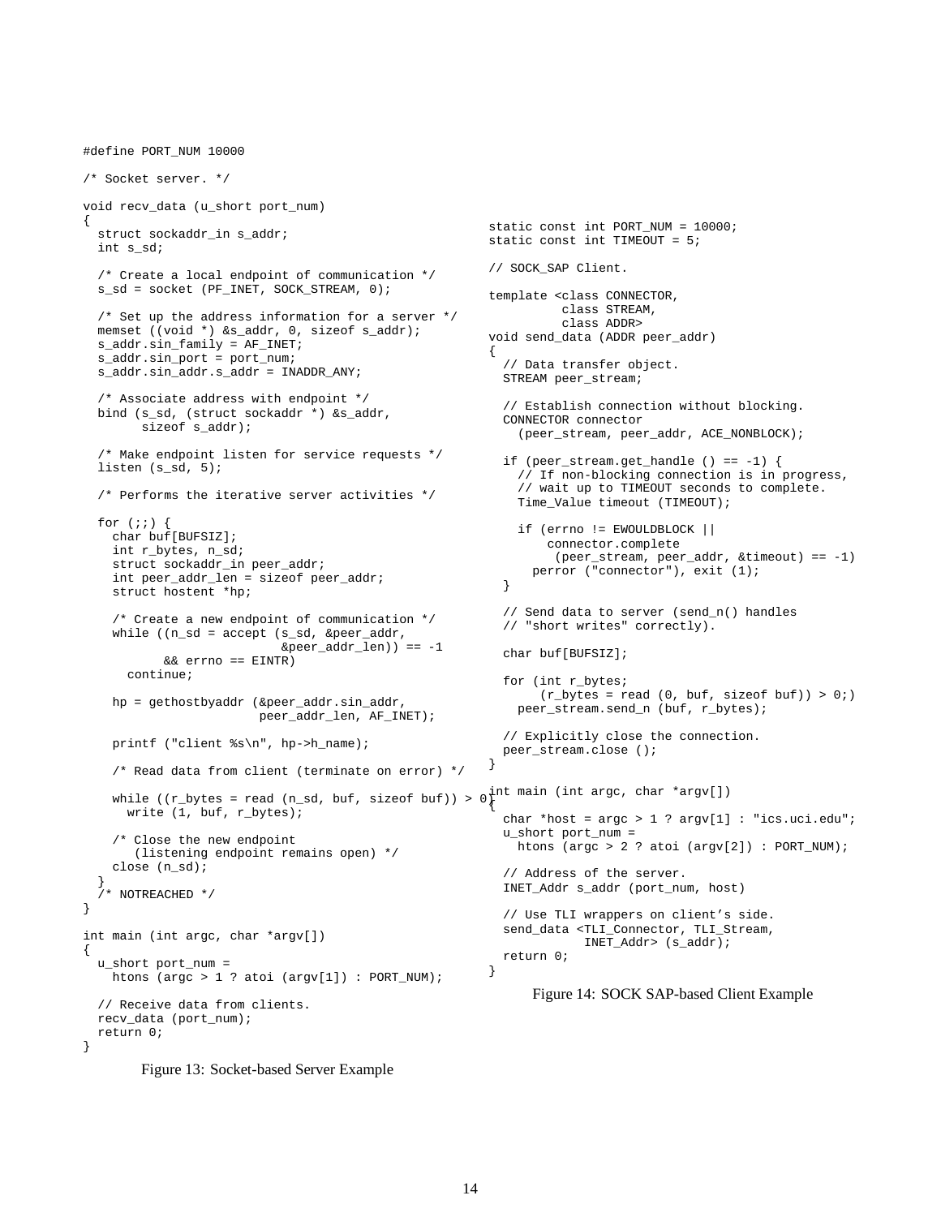```
#define PORT_NUM 10000

/* Socket server. */

void recv_data (u_short port_num)
{
  struct sockaddr_in s_addr;
  int s_sd;

  /* Create a local endpoint of communication */
  s_sd = socket (PF_INET, SOCK_STREAM, 0);

  /* Set up the address information for a server */
  memset ((void *) &s_addr, 0, sizeof s_addr);
  s_addr.sin_family = AF_INET;
  s_addr.sin_port = port_num;
  s_addr.sin_addr.s_addr = INADDR_ANY;

  /* Associate address with endpoint */
  bind (s_sd, (struct sockaddr *) &s_addr,
        sizeof s_addr);

  /* Make endpoint listen for service requests */
  listen (s_sd, 5);

  /* Performs the iterative server activities */

  for (;;) {
    char buf[BUFSIZ];
    int r_bytes, n_sd;
    struct sockaddr_in peer_addr;
    int peer_addr_len = sizeof peer_addr;
    struct hostent *hp;

    /* Create a new endpoint of communication */
    while ((n_sd = accept (s_sd, &peer_addr,
                           &peer_addr_len)) == -1
           && errno == EINTR)
      continue;

    hp = gethostbyaddr (&peer_addr.sin_addr,
                        peer_addr_len, AF_INET);

    printf ("client %s\n", hp->h_name);

    /* Read data from client (terminate on error) */

    while ((r_bytes = read (n_sd, buf, sizeof buf)) > 0)
      write (1, buf, r_bytes);

    /* Close the new endpoint
       (listening endpoint remains open) */
    close (n_sd);
  }
  /* NOTREACHED */
}

int main (int argc, char *argv[])
{
  u_short port_num =
    htons (argc > 1 ? atoi (argv[1]) : PORT_NUM);

  // Receive data from clients.
  recv_data (port_num);
  return 0;
}
```

Figure 13: Socket-based Server Example

```
static const int PORT_NUM = 10000;
static const int TIMEOUT = 5;

// SOCK_SAP Client.

template <class CONNECTOR,
          class STREAM,
          class ADDR>
void send_data (ADDR peer_addr)
{
  // Data transfer object.
  STREAM peer_stream;

  // Establish connection without blocking.
  CONNECTOR connector
    (peer_stream, peer_addr, ACE_NONBLOCK);

  if (peer_stream.get_handle () == -1) {
    // If non-blocking connection is in progress,
    // wait up to TIMEOUT seconds to complete.
    Time_Value timeout (TIMEOUT);

    if (errno != EWOULDBLOCK ||
        connector.complete
          (peer_stream, peer_addr, &timeout) == -1)
      perror ("connector"), exit (1);
  }

  // Send data to server (send_n() handles
  // "short writes" correctly).

  char buf[BUFSIZ];

  for (int r_bytes;
       (r_bytes = read (0, buf, sizeof buf)) > 0;)
    peer_stream.send_n (buf, r_bytes);

  // Explicitly close the connection.
  peer_stream.close ();
}

int main (int argc, char *argv[])
{
  char *host = argc > 1 ? argv[1] : "ics.uci.edu";
  u_short port_num =
    htons (argc > 2 ? atoi (argv[2]) : PORT_NUM);

  // Address of the server.
  INET_Addr s_addr (port_num, host)

  // Use TLI wrappers on client's side.
  send_data <TLI_Connector, TLI_Stream,
             INET_Addr> (s_addr);
  return 0;
}
```

Figure 14: SOCK SAP-based Client Example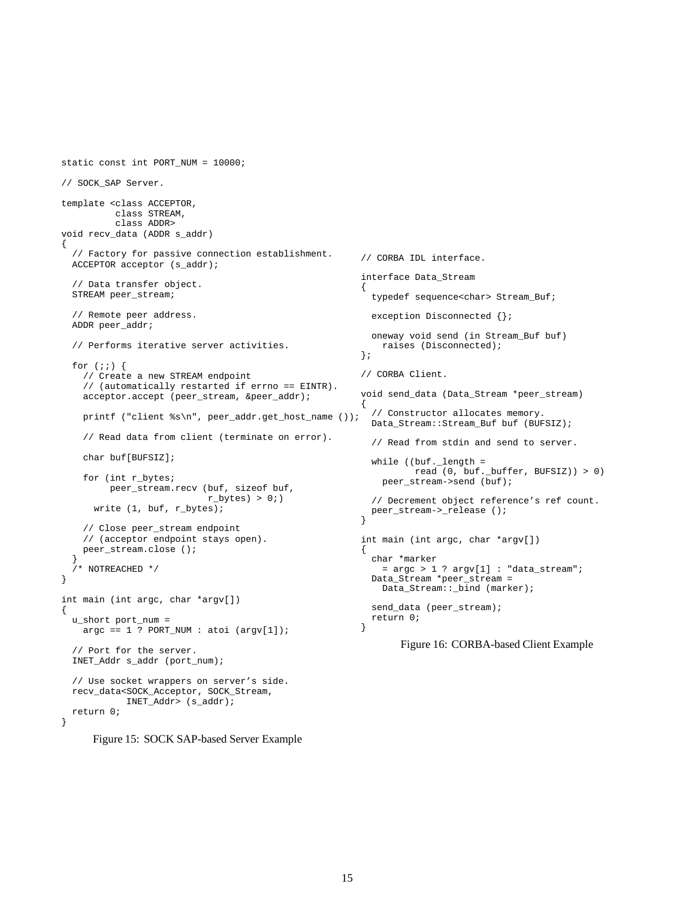```
static const int PORT_NUM = 10000;

// SOCK_SAP Server.

template <class ACCEPTOR,
          class STREAM,
          class ADDR>
void recv_data (ADDR s_addr)
{
  // Factory for passive connection establishment.
  ACCEPTOR acceptor (s_addr);

  // Data transfer object.
  STREAM peer_stream;

  // Remote peer address.
  ADDR peer_addr;

  // Performs iterative server activities.

  for (;;) {
    // Create a new STREAM endpoint
    // (automatically restarted if errno == EINTR).
    acceptor.accept (peer_stream, &peer_addr);

    printf ("client %s\n", peer_addr.get_host_name ());

    // Read data from client (terminate on error).

    char buf[BUFSIZ];

    for (int r_bytes;
         peer_stream.recv (buf, sizeof buf,
                           r_bytes) > 0;)
      write (1, buf, r_bytes);

    // Close peer_stream endpoint
    // (acceptor endpoint stays open).
    peer_stream.close ();
  }
  /* NOTREACHED */
}

int main (int argc, char *argv[])
{
  u_short port_num =
    argc == 1 ? PORT_NUM : atoi (argv[1]);

  // Port for the server.
  INET_Addr s_addr (port_num);

  // Use socket wrappers on server's side.
  recv_data<SOCK_Acceptor, SOCK_Stream,
            INET_Addr> (s_addr);
  return 0;
}
```

Figure 15: SOCK SAP-based Server Example

```
// CORBA IDL interface.

interface Data_Stream
{
  typedef sequence<char> Stream_Buf;

  exception Disconnected {};

  oneway void send (in Stream_Buf buf)
    raises (Disconnected);
};

// CORBA Client.

void send_data (Data_Stream *peer_stream)
{
  // Constructor allocates memory.
  Data_Stream::Stream_Buf buf (BUFSIZ);

  // Read from stdin and send to server.

  while ((buf._length =
          read (0, buf._buffer, BUFSIZ)) > 0)
    peer_stream->send (buf);

  // Decrement object reference's ref count.
  peer_stream->_release ();
}

int main (int argc, char *argv[])
{
  char *marker
    = argc > 1 ? argv[1] : "data_stream";
  Data_Stream *peer_stream =
    Data_Stream::_bind (marker);

  send_data (peer_stream);
  return 0;
}
```

Figure 16: CORBA-based Client Example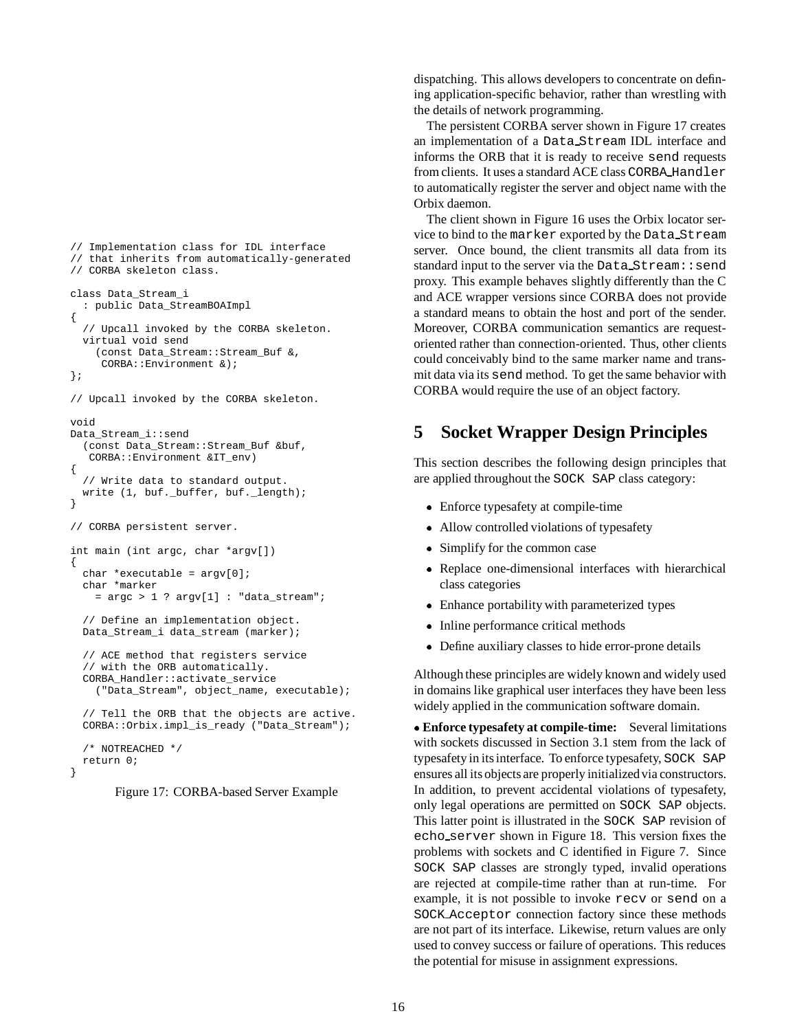```
// Implementation class for IDL interface
// that inherits from automatically-generated
// CORBA skeleton class.

class Data_Stream_i
  : public Data_StreamBOAImpl
{
  // Upcall invoked by the CORBA skeleton.
  virtual void send
    (const Data_Stream::Stream_Buf &,
     CORBA::Environment &);
};

// Upcall invoked by the CORBA skeleton.

void
Data_Stream_i::send
  (const Data_Stream::Stream_Buf &buf,
   CORBA::Environment &IT_env)
{
  // Write data to standard output.
  write (1, buf._buffer, buf._length);
}

// CORBA persistent server.

int main (int argc, char *argv[])
{
  char *executable = argv[0];
  char *marker
    = argc > 1 ? argv[1] : "data_stream";

  // Define an implementation object.
  Data_Stream_i data_stream (marker);

  // ACE method that registers service
  // with the ORB automatically.
  CORBA_Handler::activate_service
    ("Data_Stream", object_name, executable);

  // Tell the ORB that the objects are active.
  CORBA::Orbix.impl_is_ready ("Data_Stream");

  /* NOTREACHED */
  return 0;
}
```

Figure 17: CORBA-based Server Example

dispatching. This allows developers to concentrate on defining application-specific behavior, rather than wrestling with the details of network programming.

The persistent CORBA server shown in Figure 17 creates an implementation of a `Data_Stream` IDL interface and informs the ORB that it is ready to receive `send` requests from clients. It uses a standard ACE class `CORBA_Handler` to automatically register the server and object name with the Orbix daemon.

The client shown in Figure 16 uses the Orbix locator service to bind to the `marker` exported by the `Data_Stream` server. Once bound, the client transmits all data from its standard input to the server via the `Data_Stream::send` proxy. This example behaves slightly differently than the C and ACE wrapper versions since CORBA does not provide a standard means to obtain the host and port of the sender. Moreover, CORBA communication semantics are request-oriented rather than connection-oriented. Thus, other clients could conceivably bind to the same marker name and transmit data via its `send` method. To get the same behavior with CORBA would require the use of an object factory.

## 5 Socket Wrapper Design Principles

This section describes the following design principles that are applied throughout the `SOCK SAP` class category:

- Enforce typesafety at compile-time
- Allow controlled violations of typesafety
- Simplify for the common case
- Replace one-dimensional interfaces with hierarchical class categories
- Enhance portability with parameterized types
- Inline performance critical methods
- Define auxiliary classes to hide error-prone details

Although these principles are widely known and widely used in domains like graphical user interfaces they have been less widely applied in the communication software domain.

• **Enforce typesafety at compile-time:** Several limitations with sockets discussed in Section 3.1 stem from the lack of typesafety in its interface. To enforce typesafety, `SOCK SAP` ensures all its objects are properly initialized via constructors. In addition, to prevent accidental violations of typesafety, only legal operations are permitted on `SOCK SAP` objects. This latter point is illustrated in the `SOCK SAP` revision of `echo_server` shown in Figure 18. This version fixes the problems with sockets and C identified in Figure 7. Since `SOCK SAP` classes are strongly typed, invalid operations are rejected at compile-time rather than at run-time. For example, it is not possible to invoke `recv` or `send` on a `SOCK_Acceptor` connection factory since these methods are not part of its interface. Likewise, return values are only used to convey success or failure of operations. This reduces the potential for misuse in assignment expressions.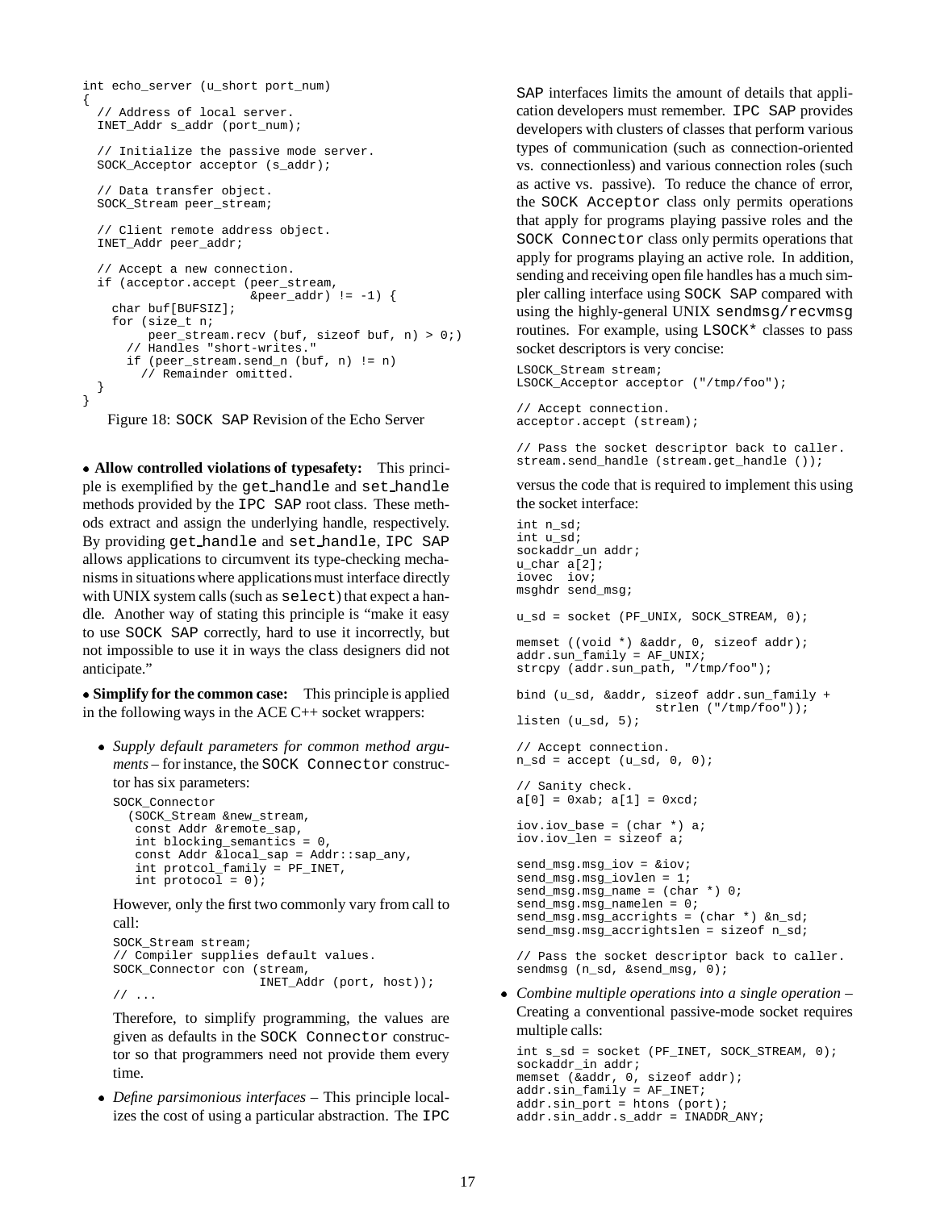```
int echo_server (u_short port_num)
{
  // Address of local server.
  INET_Addr s_addr (port_num);

  // Initialize the passive mode server.
  SOCK_Acceptor acceptor (s_addr);

  // Data transfer object.
  SOCK_Stream peer_stream;

  // Client remote address object.
  INET_Addr peer_addr;

  // Accept a new connection.
  if (acceptor.accept (peer_stream,
                       &peer_addr) != -1) {
    char buf[BUFSIZ];
    for (size_t n;
         peer_stream.recv (buf, sizeof buf, n) > 0;)
      // Handles "short-writes."
      if (peer_stream.send_n (buf, n) != n)
        // Remainder omitted.
  }
}
```

Figure 18: SOCK SAP Revision of the Echo Server

- **Allow controlled violations of typesafety:** This principle is exemplified by the get_handle and set_handle methods provided by the IPC SAP root class. These methods extract and assign the underlying handle, respectively. By providing get_handle and set_handle, IPC SAP allows applications to circumvent its type-checking mechanisms in situations where applications must interface directly with UNIX system calls (such as select) that expect a handle. Another way of stating this principle is "make it easy to use SOCK SAP correctly, hard to use it incorrectly, but not impossible to use it in ways the class designers did not anticipate."

- **Simplify for the common case:** This principle is applied in the following ways in the ACE C++ socket wrappers:

  - *Supply default parameters for common method arguments* – for instance, the SOCK Connector constructor has six parameters:

    ```
    SOCK_Connector
      (SOCK_Stream &new_stream,
       const Addr &remote_sap,
       int blocking_semantics = 0,
       const Addr &local_sap = Addr::sap_any,
       int protcol_family = PF_INET,
       int protocol = 0);
    ```

    However, only the first two commonly vary from call to call:

    ```
    SOCK_Stream stream;
    // Compiler supplies default values.
    SOCK_Connector con (stream,
                        INET_Addr (port, host));
    // ...
    ```

    Therefore, to simplify programming, the values are given as defaults in the SOCK Connector constructor so that programmers need not provide them every time.

  - *Define parsimonious interfaces* – This principle localizes the cost of using a particular abstraction. The IPC SAP interfaces limits the amount of details that application developers must remember. IPC SAP provides developers with clusters of classes that perform various types of communication (such as connection-oriented vs. connectionless) and various connection roles (such as active vs. passive). To reduce the chance of error, the SOCK Acceptor class only permits operations that apply for programs playing passive roles and the SOCK Connector class only permits operations that apply for programs playing an active role. In addition, sending and receiving open file handles has a much simpler calling interface using SOCK SAP compared with using the highly-general UNIX sendmsg/recvmsg routines. For example, using LSOCK* classes to pass socket descriptors is very concise:

    ```
    LSOCK_Stream stream;
    LSOCK_Acceptor acceptor ("/tmp/foo");

    // Accept connection.
    acceptor.accept (stream);

    // Pass the socket descriptor back to caller.
    stream.send_handle (stream.get_handle ());
    ```

    versus the code that is required to implement this using the socket interface:

    ```
    int n_sd;
    int u_sd;
    sockaddr_un addr;
    u_char a[2];
    iovec  iov;
    msghdr send_msg;

    u_sd = socket (PF_UNIX, SOCK_STREAM, 0);

    memset ((void *) &addr, 0, sizeof addr);
    addr.sun_family = AF_UNIX;
    strcpy (addr.sun_path, "/tmp/foo");

    bind (u_sd, &addr, sizeof addr.sun_family +
                       strlen ("/tmp/foo"));
    listen (u_sd, 5);

    // Accept connection.
    n_sd = accept (u_sd, 0, 0);

    // Sanity check.
    a[0] = 0xab; a[1] = 0xcd;

    iov.iov_base = (char *) a;
    iov.iov_len = sizeof a;

    send_msg.msg_iov = &iov;
    send_msg.msg_iovlen = 1;
    send_msg.msg_name = (char *) 0;
    send_msg.msg_namelen = 0;
    send_msg.msg_accrights = (char *) &n_sd;
    send_msg.msg_accrightslen = sizeof n_sd;

    // Pass the socket descriptor back to caller.
    sendmsg (n_sd, &send_msg, 0);
    ```

  - *Combine multiple operations into a single operation* – Creating a conventional passive-mode socket requires multiple calls:

    ```
    int s_sd = socket (PF_INET, SOCK_STREAM, 0);
    sockaddr_in addr;
    memset (&addr, 0, sizeof addr);
    addr.sin_family = AF_INET;
    addr.sin_port = htons (port);
    addr.sin_addr.s_addr = INADDR_ANY;
    ```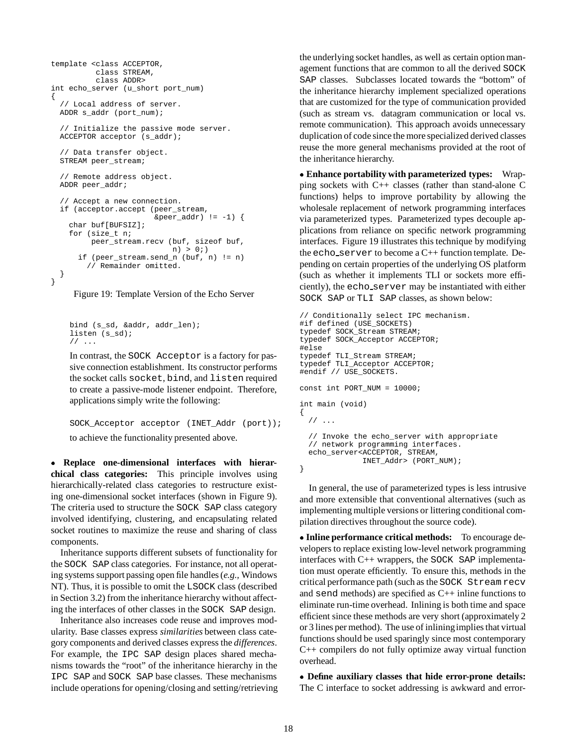```
template <class ACCEPTOR,
          class STREAM,
          class ADDR>
int echo_server (u_short port_num)
{
  // Local address of server.
  ADDR s_addr (port_num);

  // Initialize the passive mode server.
  ACCEPTOR acceptor (s_addr);

  // Data transfer object.
  STREAM peer_stream;

  // Remote address object.
  ADDR peer_addr;

  // Accept a new connection.
  if (acceptor.accept (peer_stream,
                       &peer_addr) != -1) {
    char buf[BUFSIZ];
    for (size_t n;
         peer_stream.recv (buf, sizeof buf,
                           n) > 0;)
      if (peer_stream.send_n (buf, n) != n)
        // Remainder omitted.
  }
}
```

Figure 19: Template Version of the Echo Server

```
bind (s_sd, &addr, addr_len);
listen (s_sd);
// ...
```

In contrast, the SOCK Acceptor is a factory for passive connection establishment. Its constructor performs the socket calls socket, bind, and listen required to create a passive-mode listener endpoint. Therefore, applications simply write the following:

```
SOCK_Acceptor acceptor (INET_Addr (port));
```

to achieve the functionality presented above.

• **Replace one-dimensional interfaces with hierarchical class categories:** This principle involves using hierarchically-related class categories to restructure existing one-dimensional socket interfaces (shown in Figure 9). The criteria used to structure the SOCK SAP class category involved identifying, clustering, and encapsulating related socket routines to maximize the reuse and sharing of class components.

Inheritance supports different subsets of functionality for the SOCK SAP class categories. For instance, not all operating systems support passing open file handles (*e.g.,* Windows NT). Thus, it is possible to omit the LSOCK class (described in Section 3.2) from the inheritance hierarchy without affecting the interfaces of other classes in the SOCK SAP design.

Inheritance also increases code reuse and improves modularity. Base classes express *similarities* between class category components and derived classes express the *differences*. For example, the IPC SAP design places shared mechanisms towards the "root" of the inheritance hierarchy in the IPC SAP and SOCK SAP base classes. These mechanisms include operations for opening/closing and setting/retrieving the underlying socket handles, as well as certain option management functions that are common to all the derived SOCK SAP classes. Subclasses located towards the "bottom" of the inheritance hierarchy implement specialized operations that are customized for the type of communication provided (such as stream vs. datagram communication or local vs. remote communication). This approach avoids unnecessary duplication of code since the more specialized derived classes reuse the more general mechanisms provided at the root of the inheritance hierarchy.

• **Enhance portability with parameterized types:** Wrapping sockets with C++ classes (rather than stand-alone C functions) helps to improve portability by allowing the wholesale replacement of network programming interfaces via parameterized types. Parameterized types decouple applications from reliance on specific network programming interfaces. Figure 19 illustrates this technique by modifying the echo_server to become a C++ function template. Depending on certain properties of the underlying OS platform (such as whether it implements TLI or sockets more efficiently), the echo_server may be instantiated with either SOCK SAP or TLI SAP classes, as shown below:

```
// Conditionally select IPC mechanism.
#if defined (USE_SOCKETS)
typedef SOCK_Stream STREAM;
typedef SOCK_Acceptor ACCEPTOR;
#else
typedef TLI_Stream STREAM;
typedef TLI_Acceptor ACCEPTOR;
#endif // USE_SOCKETS.

const int PORT_NUM = 10000;

int main (void)
{
  // ...

  // Invoke the echo_server with appropriate
  // network programming interfaces.
  echo_server<ACCEPTOR, STREAM,
              INET_Addr> (PORT_NUM);
}
```

In general, the use of parameterized types is less intrusive and more extensible that conventional alternatives (such as implementing multiple versions or littering conditional compilation directives throughout the source code).

• **Inline performance critical methods:** To encourage developers to replace existing low-level network programming interfaces with C++ wrappers, the SOCK SAP implementation must operate efficiently. To ensure this, methods in the critical performance path (such as the SOCK Stream recv and send methods) are specified as C++ inline functions to eliminate run-time overhead. Inlining is both time and space efficient since these methods are very short (approximately 2 or 3 lines per method). The use of inlining implies that virtual functions should be used sparingly since most contemporary C++ compilers do not fully optimize away virtual function overhead.

• **Define auxiliary classes that hide error-prone details:** The C interface to socket addressing is awkward and error-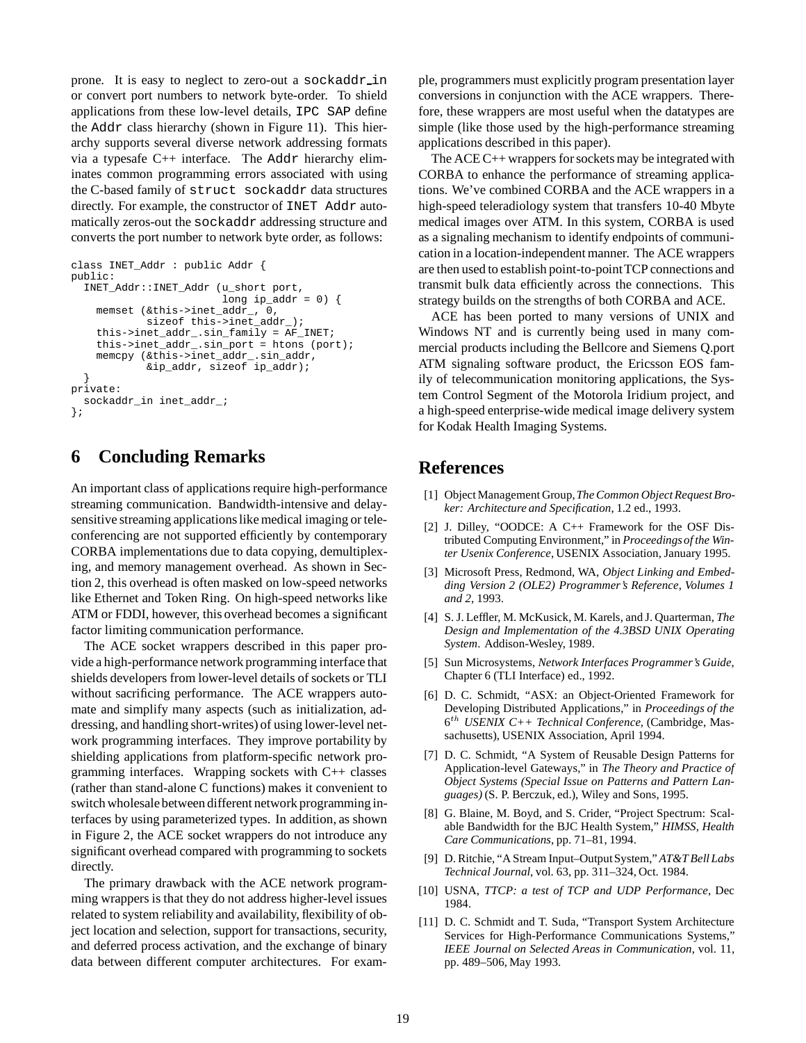prone. It is easy to neglect to zero-out a `sockaddr_in` or convert port numbers to network byte-order. To shield applications from these low-level details, `IPC SAP` define the `Addr` class hierarchy (shown in Figure 11). This hierarchy supports several diverse network addressing formats via a typesafe C++ interface. The `Addr` hierarchy eliminates common programming errors associated with using the C-based family of `struct sockaddr` data structures directly. For example, the constructor of `INET Addr` automatically zeros-out the `sockaddr` addressing structure and converts the port number to network byte order, as follows:

```
class INET_Addr : public Addr {
public:
  INET_Addr::INET_Addr (u_short port,
                        long ip_addr = 0) {
    memset (&this->inet_addr_, 0,
            sizeof this->inet_addr_);
    this->inet_addr_.sin_family = AF_INET;
    this->inet_addr_.sin_port = htons (port);
    memcpy (&this->inet_addr_.sin_addr,
            &ip_addr, sizeof ip_addr);
  }
private:
  sockaddr_in inet_addr_;
};
```

## 6 Concluding Remarks

An important class of applications require high-performance streaming communication. Bandwidth-intensive and delay-sensitive streaming applications like medical imaging or teleconferencing are not supported efficiently by contemporary CORBA implementations due to data copying, demultiplexing, and memory management overhead. As shown in Section 2, this overhead is often masked on low-speed networks like Ethernet and Token Ring. On high-speed networks like ATM or FDDI, however, this overhead becomes a significant factor limiting communication performance.

The ACE socket wrappers described in this paper provide a high-performance network programming interface that shields developers from lower-level details of sockets or TLI without sacrificing performance. The ACE wrappers automate and simplify many aspects (such as initialization, addressing, and handling short-writes) of using lower-level network programming interfaces. They improve portability by shielding applications from platform-specific network programming interfaces. Wrapping sockets with C++ classes (rather than stand-alone C functions) makes it convenient to switch wholesale between different network programming interfaces by using parameterized types. In addition, as shown in Figure 2, the ACE socket wrappers do not introduce any significant overhead compared with programming to sockets directly.

The primary drawback with the ACE network programming wrappers is that they do not address higher-level issues related to system reliability and availability, flexibility of object location and selection, support for transactions, security, and deferred process activation, and the exchange of binary data between different computer architectures. For example, programmers must explicitly program presentation layer conversions in conjunction with the ACE wrappers. Therefore, these wrappers are most useful when the datatypes are simple (like those used by the high-performance streaming applications described in this paper).

The ACE C++ wrappers for sockets may be integrated with CORBA to enhance the performance of streaming applications. We've combined CORBA and the ACE wrappers in a high-speed teleradiology system that transfers 10-40 Mbyte medical images over ATM. In this system, CORBA is used as a signaling mechanism to identify endpoints of communication in a location-independent manner. The ACE wrappers are then used to establish point-to-point TCP connections and transmit bulk data efficiently across the connections. This strategy builds on the strengths of both CORBA and ACE.

ACE has been ported to many versions of UNIX and Windows NT and is currently being used in many commercial products including the Bellcore and Siemens Q.port ATM signaling software product, the Ericsson EOS family of telecommunication monitoring applications, the System Control Segment of the Motorola Iridium project, and a high-speed enterprise-wide medical image delivery system for Kodak Health Imaging Systems.

## References

[1] Object Management Group, *The Common Object Request Broker: Architecture and Specification*, 1.2 ed., 1993.

[2] J. Dilley, "OODCE: A C++ Framework for the OSF Distributed Computing Environment," in *Proceedings of the Winter Usenix Conference*, USENIX Association, January 1995.

[3] Microsoft Press, Redmond, WA, *Object Linking and Embedding Version 2 (OLE2) Programmer's Reference, Volumes 1 and 2*, 1993.

[4] S. J. Leffler, M. McKusick, M. Karels, and J. Quarterman, *The Design and Implementation of the 4.3BSD UNIX Operating System*. Addison-Wesley, 1989.

[5] Sun Microsystems, *Network Interfaces Programmer's Guide*, Chapter 6 (TLI Interface) ed., 1992.

[6] D. C. Schmidt, "ASX: an Object-Oriented Framework for Developing Distributed Applications," in *Proceedings of the $6^{th}$ USENIX C++ Technical Conference*, (Cambridge, Massachusetts), USENIX Association, April 1994.

[7] D. C. Schmidt, "A System of Reusable Design Patterns for Application-level Gateways," in *The Theory and Practice of Object Systems (Special Issue on Patterns and Pattern Languages)* (S. P. Berczuk, ed.), Wiley and Sons, 1995.

[8] G. Blaine, M. Boyd, and S. Crider, "Project Spectrum: Scalable Bandwidth for the BJC Health System," *HIMSS, Health Care Communications*, pp. 71–81, 1994.

[9] D. Ritchie, "A Stream Input–Output System," *AT&T Bell Labs Technical Journal*, vol. 63, pp. 311–324, Oct. 1984.

[10] USNA, *TTCP: a test of TCP and UDP Performance*, Dec 1984.

[11] D. C. Schmidt and T. Suda, "Transport System Architecture Services for High-Performance Communications Systems," *IEEE Journal on Selected Areas in Communication*, vol. 11, pp. 489–506, May 1993.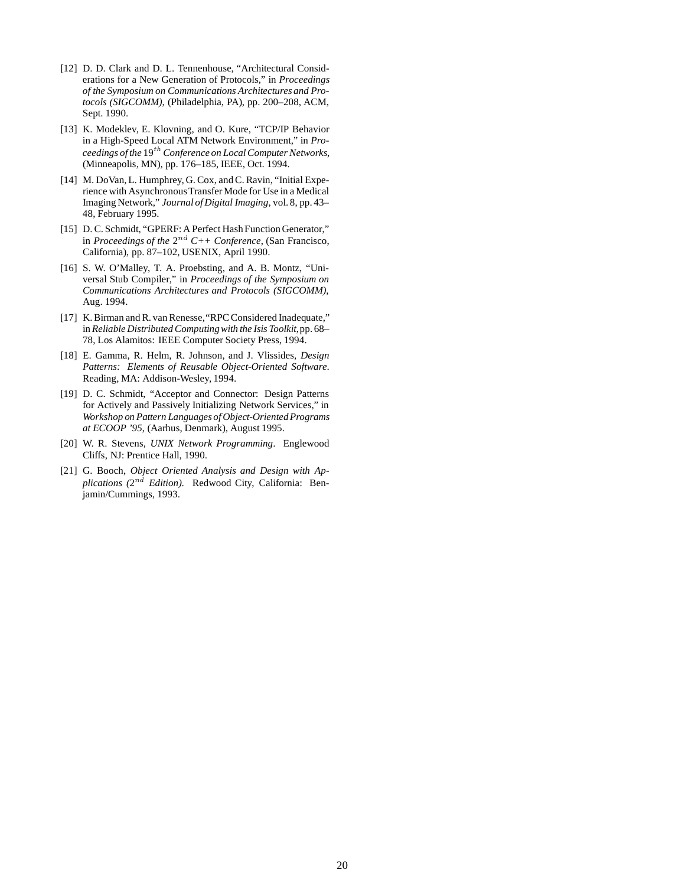[12] D. D. Clark and D. L. Tennenhouse, "Architectural Considerations for a New Generation of Protocols," in *Proceedings of the Symposium on Communications Architectures and Protocols (SIGCOMM)*, (Philadelphia, PA), pp. 200–208, ACM, Sept. 1990.

[13] K. Modeklev, E. Klovning, and O. Kure, "TCP/IP Behavior in a High-Speed Local ATM Network Environment," in *Proceedings of the* $19^{th}$ *Conference on Local Computer Networks*, (Minneapolis, MN), pp. 176–185, IEEE, Oct. 1994.

[14] M. DoVan, L. Humphrey, G. Cox, and C. Ravin, "Initial Experience with Asynchronous Transfer Mode for Use in a Medical Imaging Network," *Journal of Digital Imaging*, vol. 8, pp. 43–48, February 1995.

[15] D. C. Schmidt, "GPERF: A Perfect Hash Function Generator," in *Proceedings of the* $2^{nd}$ *C++ Conference*, (San Francisco, California), pp. 87–102, USENIX, April 1990.

[16] S. W. O'Malley, T. A. Proebsting, and A. B. Montz, "Universal Stub Compiler," in *Proceedings of the Symposium on Communications Architectures and Protocols (SIGCOMM)*, Aug. 1994.

[17] K. Birman and R. van Renesse, "RPC Considered Inadequate," in *Reliable Distributed Computing with the Isis Toolkit*, pp. 68–78, Los Alamitos: IEEE Computer Society Press, 1994.

[18] E. Gamma, R. Helm, R. Johnson, and J. Vlissides, *Design Patterns: Elements of Reusable Object-Oriented Software*. Reading, MA: Addison-Wesley, 1994.

[19] D. C. Schmidt, "Acceptor and Connector: Design Patterns for Actively and Passively Initializing Network Services," in *Workshop on Pattern Languages of Object-Oriented Programs at ECOOP '95*, (Aarhus, Denmark), August 1995.

[20] W. R. Stevens, *UNIX Network Programming*. Englewood Cliffs, NJ: Prentice Hall, 1990.

[21] G. Booch, *Object Oriented Analysis and Design with Applications (*$2^{nd}$ *Edition)*. Redwood City, California: Benjamin/Cummings, 1993.